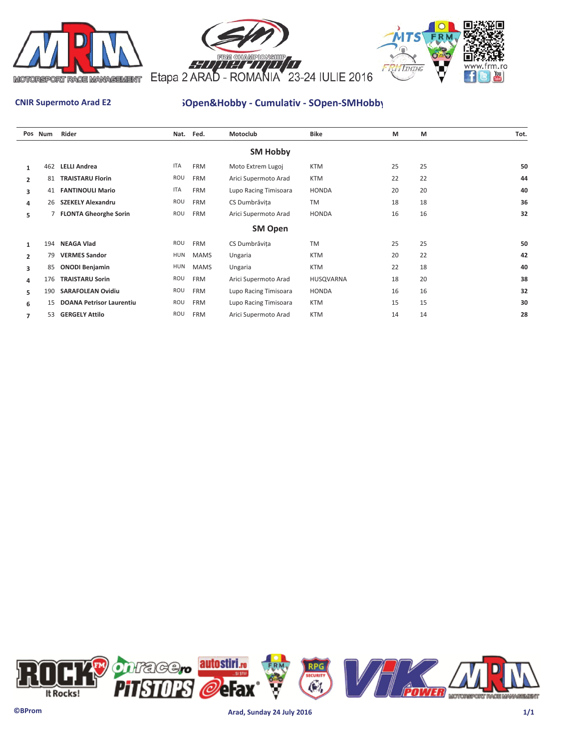Etapa 2 ARAD - ROMANIA 23-24 IULIE 2016

**CNIR Supermoto Arad E2**

**SOpen&Hobby - Cumulativ - SOpen-SMHobby**

| Pos | Num | Rider | Nat. | Fed. | Motoclub | Bike | M | M | Tot. |
|---|---|---|---|---|---|---|---|---|---|
| | | | | | **SM Hobby** | | | | |
| 1 | 462 | **LELLI Andrea** | ITA | FRM | Moto Extrem Lugoj | KTM | 25 | 25 | **50** |
| 2 | 81 | **TRAISTARU Florin** | ROU | FRM | Arici Supermoto Arad | KTM | 22 | 22 | **44** |
| 3 | 41 | **FANTINOULI Mario** | ITA | FRM | Lupo Racing Timisoara | HONDA | 20 | 20 | **40** |
| 4 | 26 | **SZEKELY Alexandru** | ROU | FRM | CS Dumbrăvița | TM | 18 | 18 | **36** |
| 5 | 7 | **FLONTA Gheorghe Sorin** | ROU | FRM | Arici Supermoto Arad | HONDA | 16 | 16 | **32** |
| | | | | | **SM Open** | | | | |
| 1 | 194 | **NEAGA Vlad** | ROU | FRM | CS Dumbrăvița | TM | 25 | 25 | **50** |
| 2 | 79 | **VERMES Sandor** | HUN | MAMS | Ungaria | KTM | 20 | 22 | **42** |
| 3 | 85 | **ONODI Benjamin** | HUN | MAMS | Ungaria | KTM | 22 | 18 | **40** |
| 4 | 176 | **TRAISTARU Sorin** | ROU | FRM | Arici Supermoto Arad | HUSQVARNA | 18 | 20 | **38** |
| 5 | 190 | **SARAFOLEAN Ovidiu** | ROU | FRM | Lupo Racing Timisoara | HONDA | 16 | 16 | **32** |
| 6 | 15 | **DOANA Petrisor Laurentiu** | ROU | FRM | Lupo Racing Timisoara | KTM | 15 | 15 | **30** |
| 7 | 53 | **GERGELY Attilo** | ROU | FRM | Arici Supermoto Arad | KTM | 14 | 14 | **28** |

**©BProm** **Arad, Sunday 24 July 2016**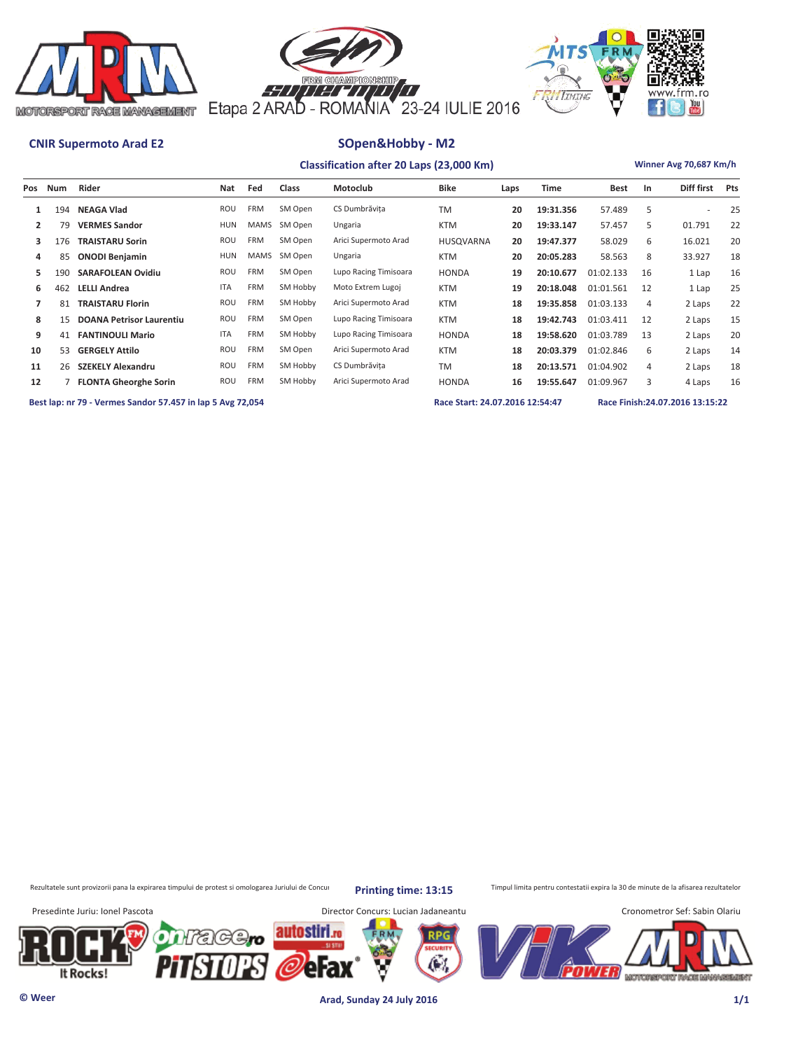Etapa 2 ARAD - ROMANIA 23-24 IULIE 2016

**CNIR Supermoto Arad E2**

## SOpen&Hobby - M2

**Classification after 20 Laps (23,000 Km)**

**Winner Avg 70,687 Km/h**

| Pos | Num | Rider | Nat | Fed | Class | Motoclub | Bike | Laps | Time | Best | In | Diff first | Pts |
|---|---|---|---|---|---|---|---|---|---|---|---|---|---|
| 1 | 194 | **NEAGA Vlad** | ROU | FRM | SM Open | CS Dumbrăvița | TM | **20** | **19:31.356** | 57.489 | 5 | - | 25 |
| 2 | 79 | **VERMES Sandor** | HUN | MAMS | SM Open | Ungaria | KTM | **20** | **19:33.147** | 57.457 | 5 | 01.791 | 22 |
| 3 | 176 | **TRAISTARU Sorin** | ROU | FRM | SM Open | Arici Supermoto Arad | HUSQVARNA | **20** | **19:47.377** | 58.029 | 6 | 16.021 | 20 |
| 4 | 85 | **ONODI Benjamin** | HUN | MAMS | SM Open | Ungaria | KTM | **20** | **20:05.283** | 58.563 | 8 | 33.927 | 18 |
| 5 | 190 | **SARAFOLEAN Ovidiu** | ROU | FRM | SM Open | Lupo Racing Timisoara | HONDA | **19** | **20:10.677** | 01:02.133 | 16 | 1 Lap | 16 |
| 6 | 462 | **LELLI Andrea** | ITA | FRM | SM Hobby | Moto Extrem Lugoj | KTM | **19** | **20:18.048** | 01:01.561 | 12 | 1 Lap | 25 |
| 7 | 81 | **TRAISTARU Florin** | ROU | FRM | SM Hobby | Arici Supermoto Arad | KTM | **18** | **19:35.858** | 01:03.133 | 4 | 2 Laps | 22 |
| 8 | 15 | **DOANA Petrisor Laurentiu** | ROU | FRM | SM Open | Lupo Racing Timisoara | KTM | **18** | **19:42.743** | 01:03.411 | 12 | 2 Laps | 15 |
| 9 | 41 | **FANTINOULI Mario** | ITA | FRM | SM Hobby | Lupo Racing Timisoara | HONDA | **18** | **19:58.620** | 01:03.789 | 13 | 2 Laps | 20 |
| 10 | 53 | **GERGELY Attilo** | ROU | FRM | SM Open | Arici Supermoto Arad | KTM | **18** | **20:03.379** | 01:02.846 | 6 | 2 Laps | 14 |
| 11 | 26 | **SZEKELY Alexandru** | ROU | FRM | SM Hobby | CS Dumbrăvița | TM | **18** | **20:13.571** | 01:04.902 | 4 | 2 Laps | 18 |
| 12 | 7 | **FLONTA Gheorghe Sorin** | ROU | FRM | SM Hobby | Arici Supermoto Arad | HONDA | **16** | **19:55.647** | 01:09.967 | 3 | 4 Laps | 16 |

**Best lap: nr 79 - Vermes Sandor 57.457 in lap 5 Avg 72,054**

**Race Start: 24.07.2016 12:54:47**

**Race Finish:24.07.2016 13:15:22**

Rezultatele sunt provizorii pana la expirarea timpului de protest si omologarea Juriului de Concui

**Printing time: 13:15**

Timpul limita pentru contestatii expira la 30 de minute de la afisarea rezultatelor

Presedinte Juriu: Ionel Pascota

Director Concurs: Lucian Jadaneantu

Cronometror Sef: Sabin Olariu

**© Weer**

**Arad, Sunday 24 July 2016**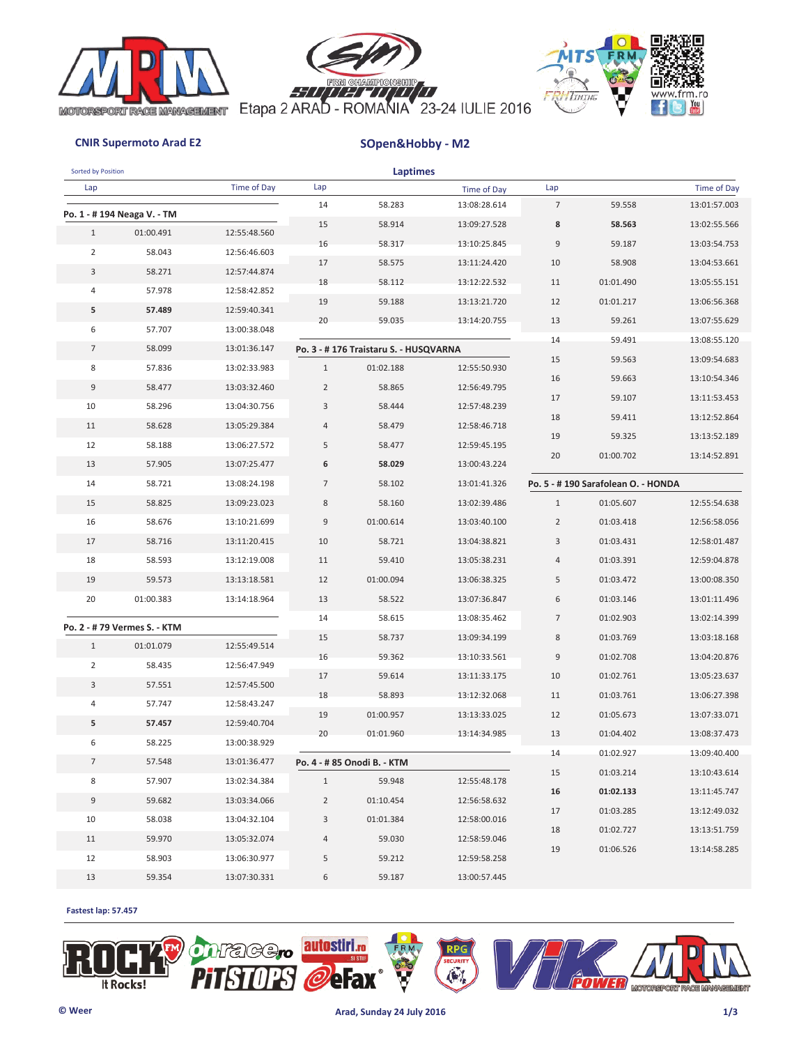Etapa 2 ARAD - ROMANIA 23-24 IULIE 2016

**CNIR Supermoto Arad E2**

## SOpen&Hobby - M2

Sorted by Position

### Laptimes

**Po. 1 - # 194 Neaga V. - TM**

| Lap | | Time of Day |
|---|---|---|
| 1 | 01:00.491 | 12:55:48.560 |
| 2 | 58.043 | 12:56:46.603 |
| 3 | 58.271 | 12:57:44.874 |
| 4 | 57.978 | 12:58:42.852 |
| **5** | **57.489** | 12:59:40.341 |
| 6 | 57.707 | 13:00:38.048 |
| 7 | 58.099 | 13:01:36.147 |
| 8 | 57.836 | 13:02:33.983 |
| 9 | 58.477 | 13:03:32.460 |
| 10 | 58.296 | 13:04:30.756 |
| 11 | 58.628 | 13:05:29.384 |
| 12 | 58.188 | 13:06:27.572 |
| 13 | 57.905 | 13:07:25.477 |
| 14 | 58.721 | 13:08:24.198 |
| 15 | 58.825 | 13:09:23.023 |
| 16 | 58.676 | 13:10:21.699 |
| 17 | 58.716 | 13:11:20.415 |
| 18 | 58.593 | 13:12:19.008 |
| 19 | 59.573 | 13:13:18.581 |
| 20 | 01:00.383 | 13:14:18.964 |

**Po. 2 - # 79 Vermes S. - KTM**

| Lap | | Time of Day |
|---|---|---|
| 1 | 01:01.079 | 12:55:49.514 |
| 2 | 58.435 | 12:56:47.949 |
| 3 | 57.551 | 12:57:45.500 |
| 4 | 57.747 | 12:58:43.247 |
| **5** | **57.457** | 12:59:40.704 |
| 6 | 58.225 | 13:00:38.929 |
| 7 | 57.548 | 13:01:36.477 |
| 8 | 57.907 | 13:02:34.384 |
| 9 | 59.682 | 13:03:34.066 |
| 10 | 58.038 | 13:04:32.104 |
| 11 | 59.970 | 13:05:32.074 |
| 12 | 58.903 | 13:06:30.977 |
| 13 | 59.354 | 13:07:30.331 |
| 14 | 58.283 | 13:08:28.614 |
| 15 | 58.914 | 13:09:27.528 |
| 16 | 58.317 | 13:10:25.845 |
| 17 | 58.575 | 13:11:24.420 |
| 18 | 58.112 | 13:12:22.532 |
| 19 | 59.188 | 13:13:21.720 |
| 20 | 59.035 | 13:14:20.755 |

**Po. 3 - # 176 Traistaru S. - HUSQVARNA**

| Lap | | Time of Day |
|---|---|---|
| 1 | 01:02.188 | 12:55:50.930 |
| 2 | 58.865 | 12:56:49.795 |
| 3 | 58.444 | 12:57:48.239 |
| 4 | 58.479 | 12:58:46.718 |
| 5 | 58.477 | 12:59:45.195 |
| **6** | **58.029** | 13:00:43.224 |
| 7 | 58.102 | 13:01:41.326 |
| 8 | 58.160 | 13:02:39.486 |
| 9 | 01:00.614 | 13:03:40.100 |
| 10 | 58.721 | 13:04:38.821 |
| 11 | 59.410 | 13:05:38.231 |
| 12 | 01:00.094 | 13:06:38.325 |
| 13 | 58.522 | 13:07:36.847 |
| 14 | 58.615 | 13:08:35.462 |
| 15 | 58.737 | 13:09:34.199 |
| 16 | 59.362 | 13:10:33.561 |
| 17 | 59.614 | 13:11:33.175 |
| 18 | 58.893 | 13:12:32.068 |
| 19 | 01:00.957 | 13:13:33.025 |
| 20 | 01:01.960 | 13:14:34.985 |

**Po. 4 - # 85 Onodi B. - KTM**

| Lap | | Time of Day |
|---|---|---|
| 1 | 59.948 | 12:55:48.178 |
| 2 | 01:10.454 | 12:56:58.632 |
| 3 | 01:01.384 | 12:58:00.016 |
| 4 | 59.030 | 12:58:59.046 |
| 5 | 59.212 | 12:59:58.258 |
| 6 | 59.187 | 13:00:57.445 |
| 7 | 59.558 | 13:01:57.003 |
| **8** | **58.563** | 13:02:55.566 |
| 9 | 59.187 | 13:03:54.753 |
| 10 | 58.908 | 13:04:53.661 |
| 11 | 01:01.490 | 13:05:55.151 |
| 12 | 01:01.217 | 13:06:56.368 |
| 13 | 59.261 | 13:07:55.629 |
| 14 | 59.491 | 13:08:55.120 |
| 15 | 59.563 | 13:09:54.683 |
| 16 | 59.663 | 13:10:54.346 |
| 17 | 59.107 | 13:11:53.453 |
| 18 | 59.411 | 13:12:52.864 |
| 19 | 59.325 | 13:13:52.189 |
| 20 | 01:00.702 | 13:14:52.891 |

**Po. 5 - # 190 Sarafolean O. - HONDA**

| Lap | | Time of Day |
|---|---|---|
| 1 | 01:05.607 | 12:55:54.638 |
| 2 | 01:03.418 | 12:56:58.056 |
| 3 | 01:03.431 | 12:58:01.487 |
| 4 | 01:03.391 | 12:59:04.878 |
| 5 | 01:03.472 | 13:00:08.350 |
| 6 | 01:03.146 | 13:01:11.496 |
| 7 | 01:02.903 | 13:02:14.399 |
| 8 | 01:03.769 | 13:03:18.168 |
| 9 | 01:02.708 | 13:04:20.876 |
| 10 | 01:02.761 | 13:05:23.637 |
| 11 | 01:03.761 | 13:06:27.398 |
| 12 | 01:05.673 | 13:07:33.071 |
| 13 | 01:04.402 | 13:08:37.473 |
| 14 | 01:02.927 | 13:09:40.400 |
| 15 | 01:03.214 | 13:10:43.614 |
| **16** | **01:02.133** | 13:11:45.747 |
| 17 | 01:03.285 | 13:12:49.032 |
| 18 | 01:02.727 | 13:13:51.759 |
| 19 | 01:06.526 | 13:14:58.285 |

**Fastest lap: 57.457**

© Weer

Arad, Sunday 24 July 2016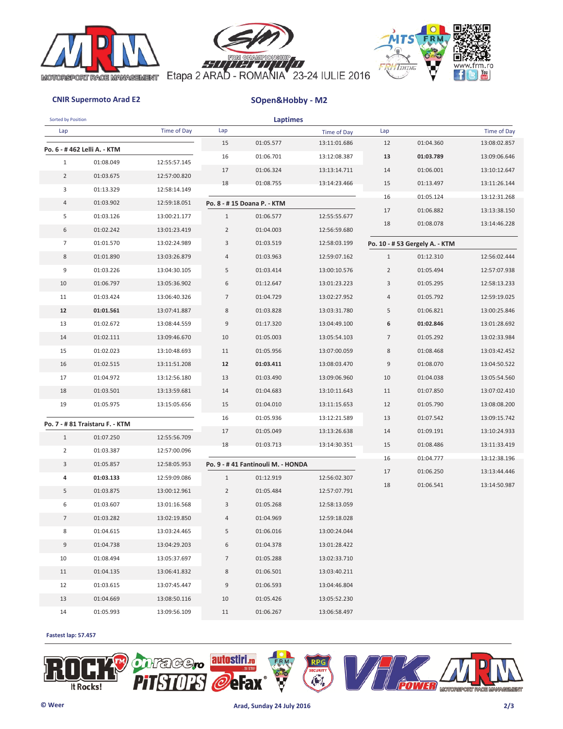Etapa 2 ARAD - ROMANIA 23-24 IULIE 2016

**CNIR Supermoto Arad E2**

## SOpen&Hobby - M2

Sorted by Position

### Laptimes

**Po. 6 - # 462 Lelli A. - KTM**

| Lap | | Time of Day |
|---|---|---|
| 1 | 01:08.049 | 12:55:57.145 |
| 2 | 01:03.675 | 12:57:00.820 |
| 3 | 01:13.329 | 12:58:14.149 |
| 4 | 01:03.902 | 12:59:18.051 |
| 5 | 01:03.126 | 13:00:21.177 |
| 6 | 01:02.242 | 13:01:23.419 |
| 7 | 01:01.570 | 13:02:24.989 |
| 8 | 01:01.890 | 13:03:26.879 |
| 9 | 01:03.226 | 13:04:30.105 |
| 10 | 01:06.797 | 13:05:36.902 |
| 11 | 01:03.424 | 13:06:40.326 |
| **12** | **01:01.561** | 13:07:41.887 |
| 13 | 01:02.672 | 13:08:44.559 |
| 14 | 01:02.111 | 13:09:46.670 |
| 15 | 01:02.023 | 13:10:48.693 |
| 16 | 01:02.515 | 13:11:51.208 |
| 17 | 01:04.972 | 13:12:56.180 |
| 18 | 01:03.501 | 13:13:59.681 |
| 19 | 01:05.975 | 13:15:05.656 |

**Po. 7 - # 81 Traistaru F. - KTM**

| Lap | | Time of Day |
|---|---|---|
| 1 | 01:07.250 | 12:55:56.709 |
| 2 | 01:03.387 | 12:57:00.096 |
| 3 | 01:05.857 | 12:58:05.953 |
| **4** | **01:03.133** | 12:59:09.086 |
| 5 | 01:03.875 | 13:00:12.961 |
| 6 | 01:03.607 | 13:01:16.568 |
| 7 | 01:03.282 | 13:02:19.850 |
| 8 | 01:04.615 | 13:03:24.465 |
| 9 | 01:04.738 | 13:04:29.203 |
| 10 | 01:08.494 | 13:05:37.697 |
| 11 | 01:04.135 | 13:06:41.832 |
| 12 | 01:03.615 | 13:07:45.447 |
| 13 | 01:04.669 | 13:08:50.116 |
| 14 | 01:05.993 | 13:09:56.109 |
| 15 | 01:05.577 | 13:11:01.686 |
| 16 | 01:06.701 | 13:12:08.387 |
| 17 | 01:06.324 | 13:13:14.711 |
| 18 | 01:08.755 | 13:14:23.466 |

**Po. 8 - # 15 Doana P. - KTM**

| Lap | | Time of Day |
|---|---|---|
| 1 | 01:06.577 | 12:55:55.677 |
| 2 | 01:04.003 | 12:56:59.680 |
| 3 | 01:03.519 | 12:58:03.199 |
| 4 | 01:03.963 | 12:59:07.162 |
| 5 | 01:03.414 | 13:00:10.576 |
| 6 | 01:12.647 | 13:01:23.223 |
| 7 | 01:04.729 | 13:02:27.952 |
| 8 | 01:03.828 | 13:03:31.780 |
| 9 | 01:17.320 | 13:04:49.100 |
| 10 | 01:05.003 | 13:05:54.103 |
| 11 | 01:05.956 | 13:07:00.059 |
| **12** | **01:03.411** | 13:08:03.470 |
| 13 | 01:03.490 | 13:09:06.960 |
| 14 | 01:04.683 | 13:10:11.643 |
| 15 | 01:04.010 | 13:11:15.653 |
| 16 | 01:05.936 | 13:12:21.589 |
| 17 | 01:05.049 | 13:13:26.638 |
| 18 | 01:03.713 | 13:14:30.351 |

**Po. 9 - # 41 Fantinouli M. - HONDA**

| Lap | | Time of Day |
|---|---|---|
| 1 | 01:12.919 | 12:56:02.307 |
| 2 | 01:05.484 | 12:57:07.791 |
| 3 | 01:05.268 | 12:58:13.059 |
| 4 | 01:04.969 | 12:59:18.028 |
| 5 | 01:06.016 | 13:00:24.044 |
| 6 | 01:04.378 | 13:01:28.422 |
| 7 | 01:05.288 | 13:02:33.710 |
| 8 | 01:06.501 | 13:03:40.211 |
| 9 | 01:06.593 | 13:04:46.804 |
| 10 | 01:05.426 | 13:05:52.230 |
| 11 | 01:06.267 | 13:06:58.497 |
| 12 | 01:04.360 | 13:08:02.857 |
| **13** | **01:03.789** | 13:09:06.646 |
| 14 | 01:06.001 | 13:10:12.647 |
| 15 | 01:13.497 | 13:11:26.144 |
| 16 | 01:05.124 | 13:12:31.268 |
| 17 | 01:06.882 | 13:13:38.150 |
| 18 | 01:08.078 | 13:14:46.228 |

**Po. 10 - # 53 Gergely A. - KTM**

| Lap | | Time of Day |
|---|---|---|
| 1 | 01:12.310 | 12:56:02.444 |
| 2 | 01:05.494 | 12:57:07.938 |
| 3 | 01:05.295 | 12:58:13.233 |
| 4 | 01:05.792 | 12:59:19.025 |
| 5 | 01:06.821 | 13:00:25.846 |
| **6** | **01:02.846** | 13:01:28.692 |
| 7 | 01:05.292 | 13:02:33.984 |
| 8 | 01:08.468 | 13:03:42.452 |
| 9 | 01:08.070 | 13:04:50.522 |
| 10 | 01:04.038 | 13:05:54.560 |
| 11 | 01:07.850 | 13:07:02.410 |
| 12 | 01:05.790 | 13:08:08.200 |
| 13 | 01:07.542 | 13:09:15.742 |
| 14 | 01:09.191 | 13:10:24.933 |
| 15 | 01:08.486 | 13:11:33.419 |
| 16 | 01:04.777 | 13:12:38.196 |
| 17 | 01:06.250 | 13:13:44.446 |
| 18 | 01:06.541 | 13:14:50.987 |

**Fastest lap: 57.457**

© Weer

**Arad, Sunday 24 July 2016**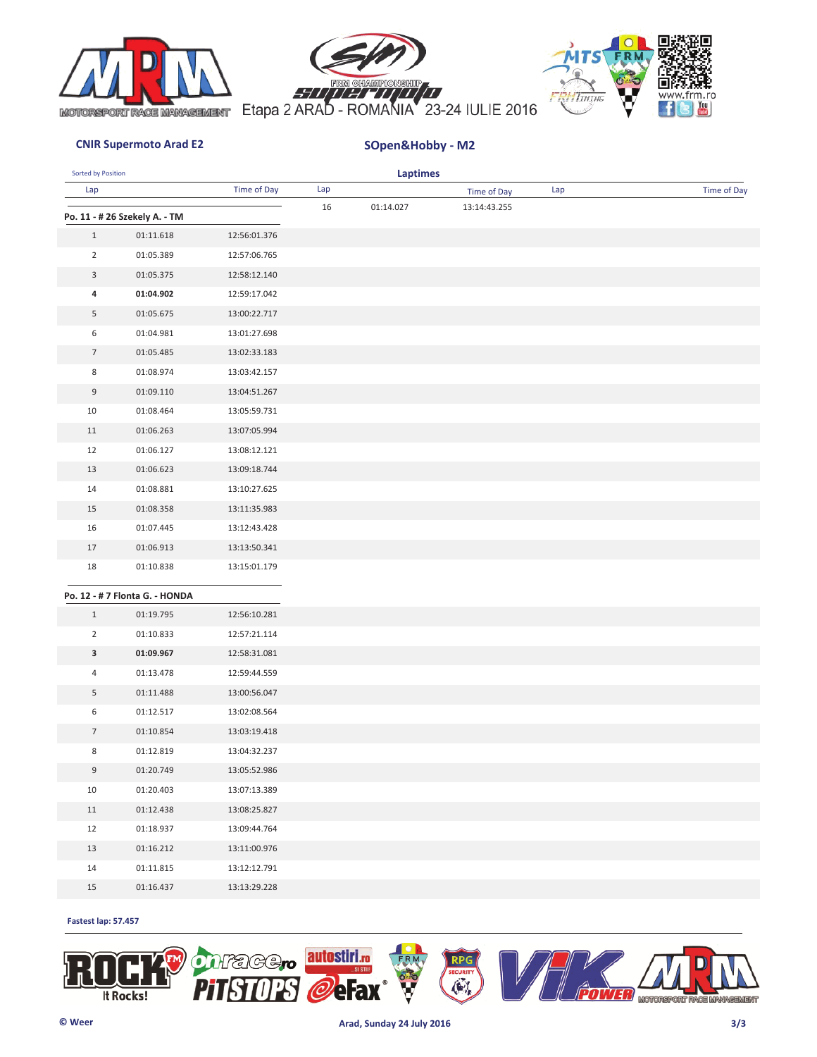Etapa 2 ARAD - ROMANIA 23-24 IULIE 2016

**CNIR Supermoto Arad E2**

**SOpen&Hobby - M2**

Sorted by Position

## Laptimes

**Po. 11 - # 26 Szekely A. - TM**

| Lap | | Time of Day |
|---|---|---|
| 1 | 01:11.618 | 12:56:01.376 |
| 2 | 01:05.389 | 12:57:06.765 |
| 3 | 01:05.375 | 12:58:12.140 |
| **4** | **01:04.902** | 12:59:17.042 |
| 5 | 01:05.675 | 13:00:22.717 |
| 6 | 01:04.981 | 13:01:27.698 |
| 7 | 01:05.485 | 13:02:33.183 |
| 8 | 01:08.974 | 13:03:42.157 |
| 9 | 01:09.110 | 13:04:51.267 |
| 10 | 01:08.464 | 13:05:59.731 |
| 11 | 01:06.263 | 13:07:05.994 |
| 12 | 01:06.127 | 13:08:12.121 |
| 13 | 01:06.623 | 13:09:18.744 |
| 14 | 01:08.881 | 13:10:27.625 |
| 15 | 01:08.358 | 13:11:35.983 |
| 16 | 01:07.445 | 13:12:43.428 |
| 17 | 01:06.913 | 13:13:50.341 |
| 18 | 01:10.838 | 13:15:01.179 |

**Po. 12 - # 7 Flonta G. - HONDA**

| Lap | | Time of Day |
|---|---|---|
| 1 | 01:19.795 | 12:56:10.281 |
| 2 | 01:10.833 | 12:57:21.114 |
| **3** | **01:09.967** | 12:58:31.081 |
| 4 | 01:13.478 | 12:59:44.559 |
| 5 | 01:11.488 | 13:00:56.047 |
| 6 | 01:12.517 | 13:02:08.564 |
| 7 | 01:10.854 | 13:03:19.418 |
| 8 | 01:12.819 | 13:04:32.237 |
| 9 | 01:20.749 | 13:05:52.986 |
| 10 | 01:20.403 | 13:07:13.389 |
| 11 | 01:12.438 | 13:08:25.827 |
| 12 | 01:18.937 | 13:09:44.764 |
| 13 | 01:16.212 | 13:11:00.976 |
| 14 | 01:11.815 | 13:12:12.791 |
| 15 | 01:16.437 | 13:13:29.228 |
| 16 | 01:14.027 | 13:14:43.255 |

**Fastest lap: 57.457**

© Weer

**Arad, Sunday 24 July 2016**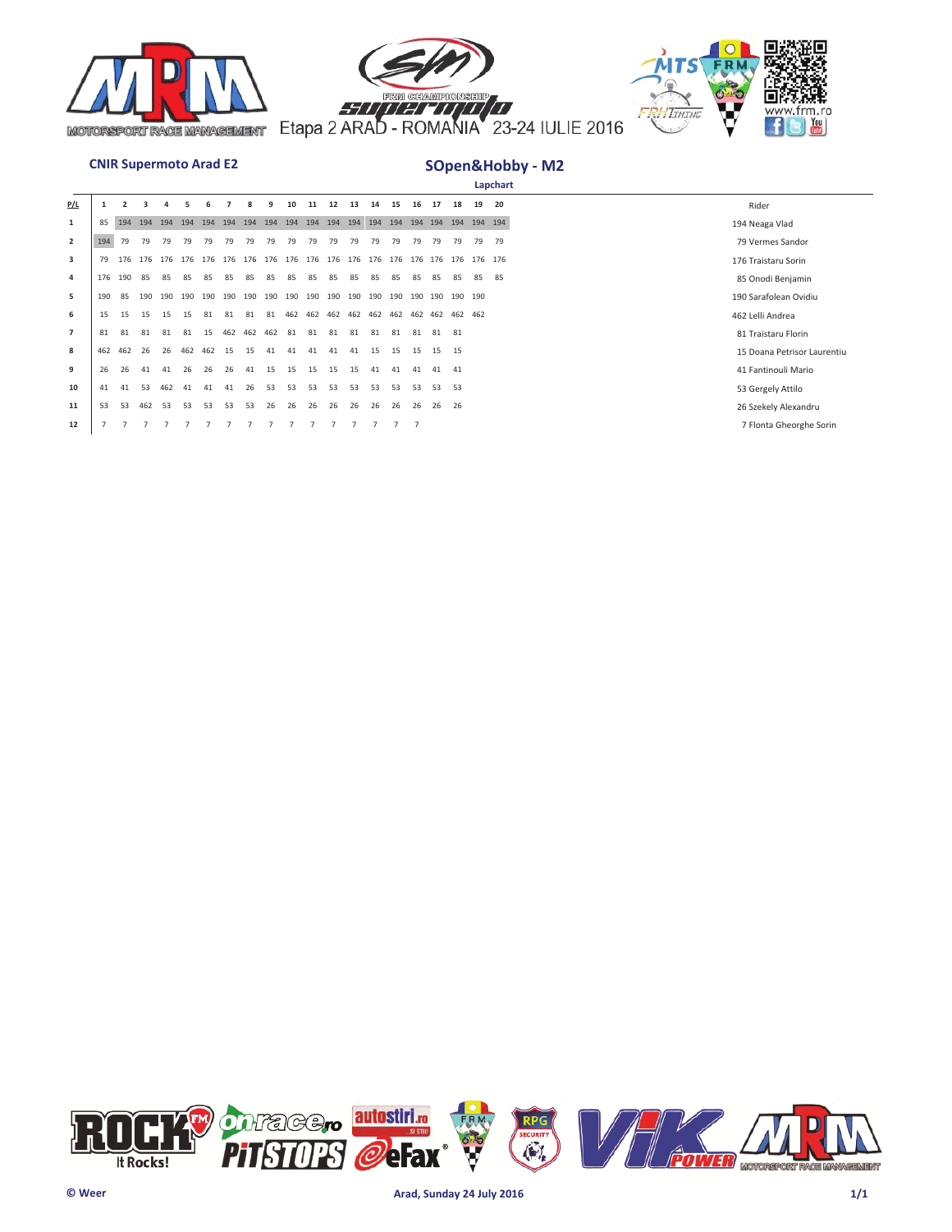Etapa 2 ARAD - ROMANIA 23-24 IULIE 2016

**CNIR Supermoto Arad E2**

## SOpen&Hobby - M2

**Lapchart**

| P/L | 1 | 2 | 3 | 4 | 5 | 6 | 7 | 8 | 9 | 10 | 11 | 12 | 13 | 14 | 15 | 16 | 17 | 18 | 19 | 20 |
|---|---|---|---|---|---|---|---|---|---|---|---|---|---|---|---|---|---|---|---|---|
| 1 | 85 | 194 | 194 | 194 | 194 | 194 | 194 | 194 | 194 | 194 | 194 | 194 | 194 | 194 | 194 | 194 | 194 | 194 | 194 | 194 |
| 2 | 194 | 79 | 79 | 79 | 79 | 79 | 79 | 79 | 79 | 79 | 79 | 79 | 79 | 79 | 79 | 79 | 79 | 79 | 79 | 79 |
| 3 | 79 | 176 | 176 | 176 | 176 | 176 | 176 | 176 | 176 | 176 | 176 | 176 | 176 | 176 | 176 | 176 | 176 | 176 | 176 | 176 |
| 4 | 176 | 190 | 85 | 85 | 85 | 85 | 85 | 85 | 85 | 85 | 85 | 85 | 85 | 85 | 85 | 85 | 85 | 85 | 85 | 85 |
| 5 | 190 | 85 | 190 | 190 | 190 | 190 | 190 | 190 | 190 | 190 | 190 | 190 | 190 | 190 | 190 | 190 | 190 | 190 | 190 | |
| 6 | 15 | 15 | 15 | 15 | 15 | 81 | 81 | 81 | 81 | 462 | 462 | 462 | 462 | 462 | 462 | 462 | 462 | 462 | 462 | |
| 7 | 81 | 81 | 81 | 81 | 81 | 15 | 462 | 462 | 462 | 81 | 81 | 81 | 81 | 81 | 81 | 81 | 81 | 81 | | |
| 8 | 462 | 462 | 26 | 26 | 462 | 462 | 15 | 15 | 41 | 41 | 41 | 41 | 41 | 15 | 15 | 15 | 15 | 15 | | |
| 9 | 26 | 26 | 41 | 41 | 26 | 26 | 26 | 41 | 15 | 15 | 15 | 15 | 15 | 41 | 41 | 41 | 41 | 41 | | |
| 10 | 41 | 41 | 53 | 462 | 41 | 41 | 41 | 26 | 53 | 53 | 53 | 53 | 53 | 53 | 53 | 53 | 53 | 53 | | |
| 11 | 53 | 53 | 462 | 53 | 53 | 53 | 53 | 53 | 26 | 26 | 26 | 26 | 26 | 26 | 26 | 26 | 26 | 26 | | |
| 12 | 7 | 7 | 7 | 7 | 7 | 7 | 7 | 7 | 7 | 7 | 7 | 7 | 7 | 7 | 7 | 7 | | | | |

| Rider |
|---|
| 194 Neaga Vlad |
| 79 Vermes Sandor |
| 176 Traistaru Sorin |
| 85 Onodi Benjamin |
| 190 Sarafolean Ovidiu |
| 462 Lelli Andrea |
| 81 Traistaru Florin |
| 15 Doana Petrisor Laurentiu |
| 41 Fantinouli Mario |
| 53 Gergely Attilo |
| 26 Szekely Alexandru |
| 7 Flonta Gheorghe Sorin |

© Weer

Arad, Sunday 24 July 2016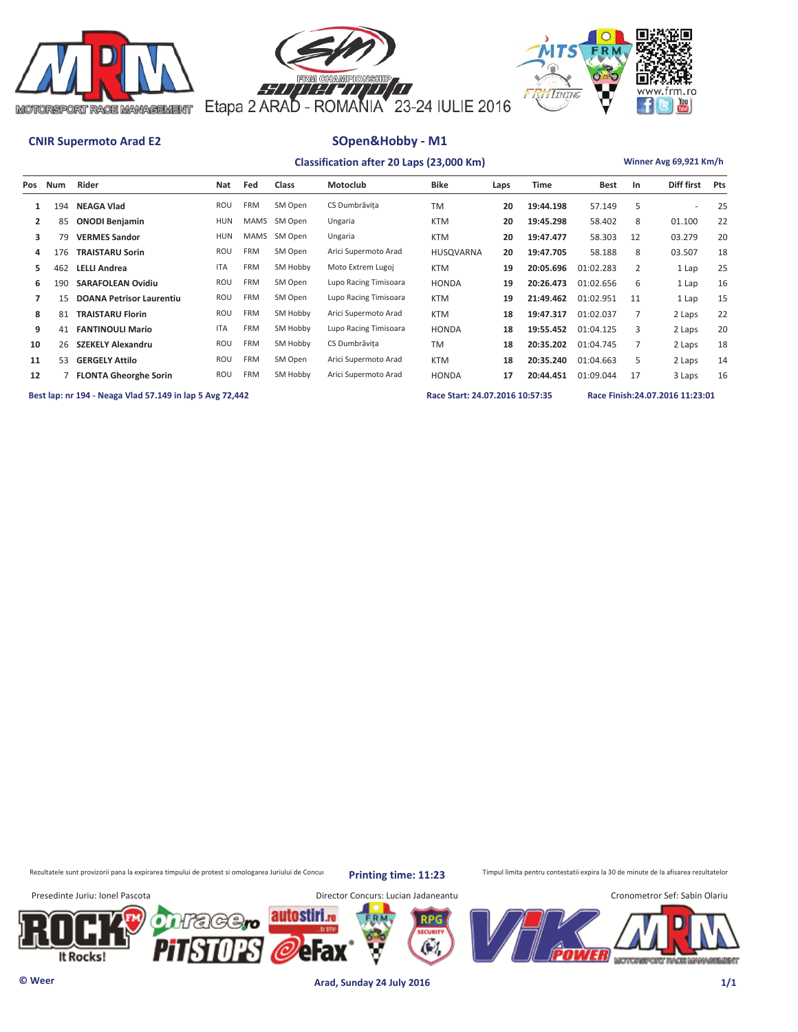Etapa 2 ARAD - ROMANIA 23-24 IULIE 2016

**CNIR Supermoto Arad E2**

## SOpen&Hobby - M1

**Classification after 20 Laps (23,000 Km)**

**Winner Avg 69,921 Km/h**

| Pos | Num | Rider | Nat | Fed | Class | Motoclub | Bike | Laps | Time | Best | In | Diff first | Pts |
|---|---|---|---|---|---|---|---|---|---|---|---|---|---|
| 1 | 194 | NEAGA Vlad | ROU | FRM | SM Open | CS Dumbrăvița | TM | 20 | 19:44.198 | 57.149 | 5 | - | 25 |
| 2 | 85 | ONODI Benjamin | HUN | MAMS | SM Open | Ungaria | KTM | 20 | 19:45.298 | 58.402 | 8 | 01.100 | 22 |
| 3 | 79 | VERMES Sandor | HUN | MAMS | SM Open | Ungaria | KTM | 20 | 19:47.477 | 58.303 | 12 | 03.279 | 20 |
| 4 | 176 | TRAISTARU Sorin | ROU | FRM | SM Open | Arici Supermoto Arad | HUSQVARNA | 20 | 19:47.705 | 58.188 | 8 | 03.507 | 18 |
| 5 | 462 | LELLI Andrea | ITA | FRM | SM Hobby | Moto Extrem Lugoj | KTM | 19 | 20:05.696 | 01:02.283 | 2 | 1 Lap | 25 |
| 6 | 190 | SARAFOLEAN Ovidiu | ROU | FRM | SM Open | Lupo Racing Timisoara | HONDA | 19 | 20:26.473 | 01:02.656 | 6 | 1 Lap | 16 |
| 7 | 15 | DOANA Petrisor Laurentiu | ROU | FRM | SM Open | Lupo Racing Timisoara | KTM | 19 | 21:49.462 | 01:02.951 | 11 | 1 Lap | 15 |
| 8 | 81 | TRAISTARU Florin | ROU | FRM | SM Hobby | Arici Supermoto Arad | KTM | 18 | 19:47.317 | 01:02.037 | 7 | 2 Laps | 22 |
| 9 | 41 | FANTINOULI Mario | ITA | FRM | SM Hobby | Lupo Racing Timisoara | HONDA | 18 | 19:55.452 | 01:04.125 | 3 | 2 Laps | 20 |
| 10 | 26 | SZEKELY Alexandru | ROU | FRM | SM Hobby | CS Dumbrăvița | TM | 18 | 20:35.202 | 01:04.745 | 7 | 2 Laps | 18 |
| 11 | 53 | GERGELY Attilo | ROU | FRM | SM Open | Arici Supermoto Arad | KTM | 18 | 20:35.240 | 01:04.663 | 5 | 2 Laps | 14 |
| 12 | 7 | FLONTA Gheorghe Sorin | ROU | FRM | SM Hobby | Arici Supermoto Arad | HONDA | 17 | 20:44.451 | 01:09.044 | 17 | 3 Laps | 16 |

**Best lap: nr 194 - Neaga Vlad 57.149 in lap 5 Avg 72,442** | **Race Start: 24.07.2016 10:57:35** | **Race Finish:24.07.2016 11:23:01**

Rezultatele sunt provizorii pana la expirarea timpului de protest si omologarea Juriului de Concui

**Printing time: 11:23**

Timpul limita pentru contestatii expira la 30 de minute de la afisarea rezultatelor

Presedinte Juriu: Ionel Pascota

Director Concurs: Lucian Jadaneantu

Cronometror Sef: Sabin Olariu

© Weer

**Arad, Sunday 24 July 2016**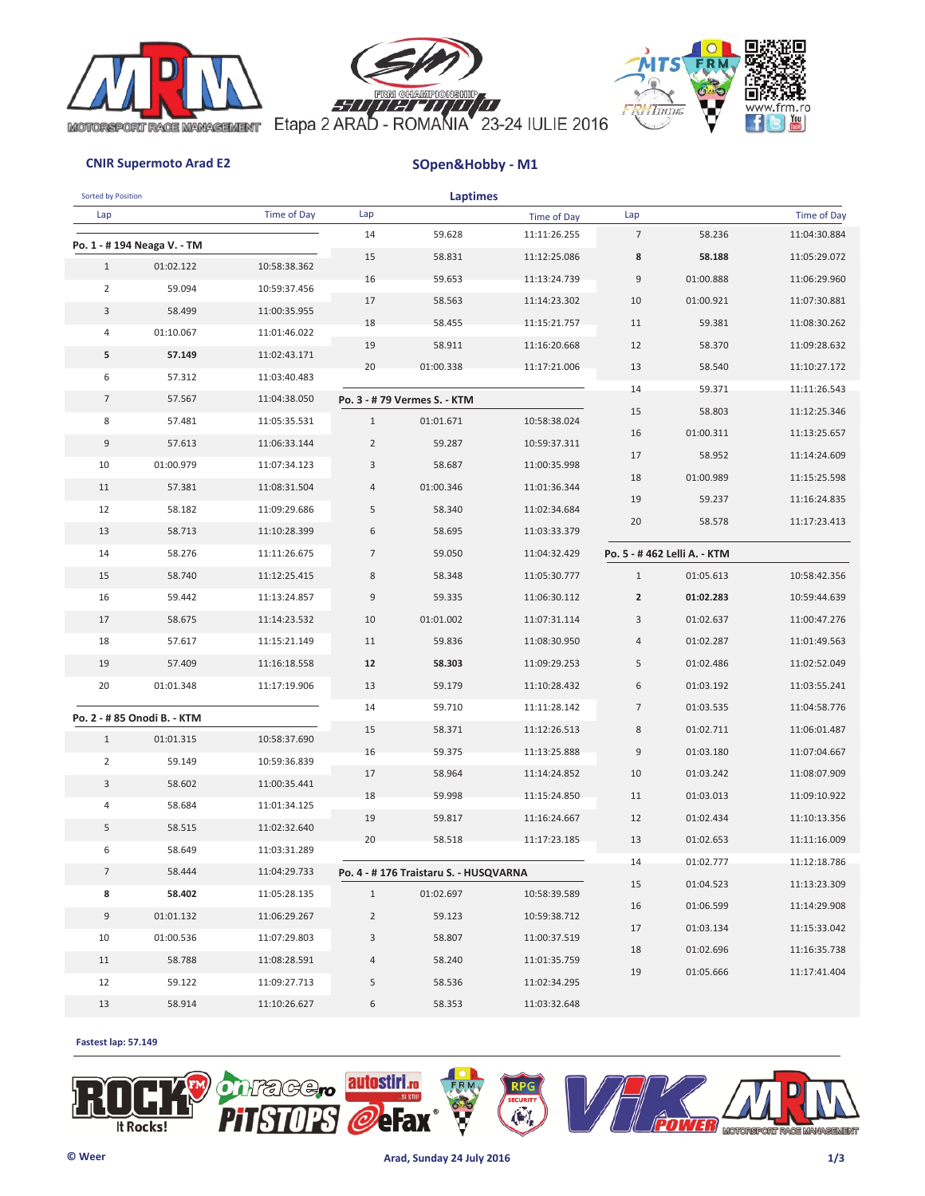Etapa 2 ARAD - ROMANIA 23-24 IULIE 2016

**CNIR Supermoto Arad E2**

**SOpen&Hobby - M1**

Sorted by Position

## Laptimes

### Po. 1 - # 194 Neaga V. - TM

| Lap | | Time of Day |
|---|---|---|
| 1 | 01:02.122 | 10:58:38.362 |
| 2 | 59.094 | 10:59:37.456 |
| 3 | 58.499 | 11:00:35.955 |
| 4 | 01:10.067 | 11:01:46.022 |
| **5** | **57.149** | 11:02:43.171 |
| 6 | 57.312 | 11:03:40.483 |
| 7 | 57.567 | 11:04:38.050 |
| 8 | 57.481 | 11:05:35.531 |
| 9 | 57.613 | 11:06:33.144 |
| 10 | 01:00.979 | 11:07:34.123 |
| 11 | 57.381 | 11:08:31.504 |
| 12 | 58.182 | 11:09:29.686 |
| 13 | 58.713 | 11:10:28.399 |
| 14 | 58.276 | 11:11:26.675 |
| 15 | 58.740 | 11:12:25.415 |
| 16 | 59.442 | 11:13:24.857 |
| 17 | 58.675 | 11:14:23.532 |
| 18 | 57.617 | 11:15:21.149 |
| 19 | 57.409 | 11:16:18.558 |
| 20 | 01:01.348 | 11:17:19.906 |

### Po. 2 - # 85 Onodi B. - KTM

| Lap | | Time of Day |
|---|---|---|
| 1 | 01:01.315 | 10:58:37.690 |
| 2 | 59.149 | 10:59:36.839 |
| 3 | 58.602 | 11:00:35.441 |
| 4 | 58.684 | 11:01:34.125 |
| 5 | 58.515 | 11:02:32.640 |
| 6 | 58.649 | 11:03:31.289 |
| 7 | 58.444 | 11:04:29.733 |
| **8** | **58.402** | 11:05:28.135 |
| 9 | 01:01.132 | 11:06:29.267 |
| 10 | 01:00.536 | 11:07:29.803 |
| 11 | 58.788 | 11:08:28.591 |
| 12 | 59.122 | 11:09:27.713 |
| 13 | 58.914 | 11:10:26.627 |
| 14 | 59.628 | 11:11:26.255 |
| 15 | 58.831 | 11:12:25.086 |
| 16 | 59.653 | 11:13:24.739 |
| 17 | 58.563 | 11:14:23.302 |
| 18 | 58.455 | 11:15:21.757 |
| 19 | 58.911 | 11:16:20.668 |
| 20 | 01:00.338 | 11:17:21.006 |

### Po. 3 - # 79 Vermes S. - KTM

| Lap | | Time of Day |
|---|---|---|
| 1 | 01:01.671 | 10:58:38.024 |
| 2 | 59.287 | 10:59:37.311 |
| 3 | 58.687 | 11:00:35.998 |
| 4 | 01:00.346 | 11:01:36.344 |
| 5 | 58.340 | 11:02:34.684 |
| 6 | 58.695 | 11:03:33.379 |
| 7 | 59.050 | 11:04:32.429 |
| 8 | 58.348 | 11:05:30.777 |
| 9 | 59.335 | 11:06:30.112 |
| 10 | 01:01.002 | 11:07:31.114 |
| 11 | 59.836 | 11:08:30.950 |
| **12** | **58.303** | 11:09:29.253 |
| 13 | 59.179 | 11:10:28.432 |
| 14 | 59.710 | 11:11:28.142 |
| 15 | 58.371 | 11:12:26.513 |
| 16 | 59.375 | 11:13:25.888 |
| 17 | 58.964 | 11:14:24.852 |
| 18 | 59.998 | 11:15:24.850 |
| 19 | 59.817 | 11:16:24.667 |
| 20 | 58.518 | 11:17:23.185 |

### Po. 4 - # 176 Traistaru S. - HUSQVARNA

| Lap | | Time of Day |
|---|---|---|
| 1 | 01:02.697 | 10:58:39.589 |
| 2 | 59.123 | 10:59:38.712 |
| 3 | 58.807 | 11:00:37.519 |
| 4 | 58.240 | 11:01:35.759 |
| 5 | 58.536 | 11:02:34.295 |
| 6 | 58.353 | 11:03:32.648 |
| 7 | 58.236 | 11:04:30.884 |
| **8** | **58.188** | 11:05:29.072 |
| 9 | 01:00.888 | 11:06:29.960 |
| 10 | 01:00.921 | 11:07:30.881 |
| 11 | 59.381 | 11:08:30.262 |
| 12 | 58.370 | 11:09:28.632 |
| 13 | 58.540 | 11:10:27.172 |
| 14 | 59.371 | 11:11:26.543 |
| 15 | 58.803 | 11:12:25.346 |
| 16 | 01:00.311 | 11:13:25.657 |
| 17 | 58.952 | 11:14:24.609 |
| 18 | 01:00.989 | 11:15:25.598 |
| 19 | 59.237 | 11:16:24.835 |
| 20 | 58.578 | 11:17:23.413 |

### Po. 5 - # 462 Lelli A. - KTM

| Lap | | Time of Day |
|---|---|---|
| 1 | 01:05.613 | 10:58:42.356 |
| **2** | **01:02.283** | 10:59:44.639 |
| 3 | 01:02.637 | 11:00:47.276 |
| 4 | 01:02.287 | 11:01:49.563 |
| 5 | 01:02.486 | 11:02:52.049 |
| 6 | 01:03.192 | 11:03:55.241 |
| 7 | 01:03.535 | 11:04:58.776 |
| 8 | 01:02.711 | 11:06:01.487 |
| 9 | 01:03.180 | 11:07:04.667 |
| 10 | 01:03.242 | 11:08:07.909 |
| 11 | 01:03.013 | 11:09:10.922 |
| 12 | 01:02.434 | 11:10:13.356 |
| 13 | 01:02.653 | 11:11:16.009 |
| 14 | 01:02.777 | 11:12:18.786 |
| 15 | 01:04.523 | 11:13:23.309 |
| 16 | 01:06.599 | 11:14:29.908 |
| 17 | 01:03.134 | 11:15:33.042 |
| 18 | 01:02.696 | 11:16:35.738 |
| 19 | 01:05.666 | 11:17:41.404 |

**Fastest lap: 57.149**

© Weer

Arad, Sunday 24 July 2016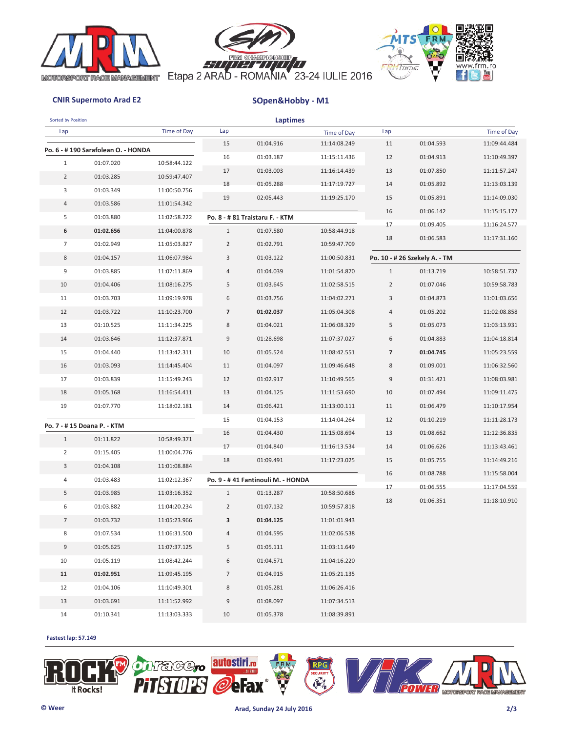Etapa 2 ARAD - ROMANIA 23-24 IULIE 2016

**CNIR Supermoto Arad E2**

**SOpen&Hobby - M1**

Sorted by Position

## Laptimes

### Po. 6 - # 190 Sarafolean O. - HONDA

| Lap | | Time of Day |
|---|---|---|
| 1 | 01:07.020 | 10:58:44.122 |
| 2 | 01:03.285 | 10:59:47.407 |
| 3 | 01:03.349 | 11:00:50.756 |
| 4 | 01:03.586 | 11:01:54.342 |
| 5 | 01:03.880 | 11:02:58.222 |
| **6** | **01:02.656** | 11:04:00.878 |
| 7 | 01:02.949 | 11:05:03.827 |
| 8 | 01:04.157 | 11:06:07.984 |
| 9 | 01:03.885 | 11:07:11.869 |
| 10 | 01:04.406 | 11:08:16.275 |
| 11 | 01:03.703 | 11:09:19.978 |
| 12 | 01:03.722 | 11:10:23.700 |
| 13 | 01:10.525 | 11:11:34.225 |
| 14 | 01:03.646 | 11:12:37.871 |
| 15 | 01:04.440 | 11:13:42.311 |
| 16 | 01:03.093 | 11:14:45.404 |
| 17 | 01:03.839 | 11:15:49.243 |
| 18 | 01:05.168 | 11:16:54.411 |
| 19 | 01:07.770 | 11:18:02.181 |

### Po. 7 - # 15 Doana P. - KTM

| Lap | | Time of Day |
|---|---|---|
| 1 | 01:11.822 | 10:58:49.371 |
| 2 | 01:15.405 | 11:00:04.776 |
| 3 | 01:04.108 | 11:01:08.884 |
| 4 | 01:03.483 | 11:02:12.367 |
| 5 | 01:03.985 | 11:03:16.352 |
| 6 | 01:03.882 | 11:04:20.234 |
| 7 | 01:03.732 | 11:05:23.966 |
| 8 | 01:07.534 | 11:06:31.500 |
| 9 | 01:05.625 | 11:07:37.125 |
| 10 | 01:05.119 | 11:08:42.244 |
| **11** | **01:02.951** | 11:09:45.195 |
| 12 | 01:04.106 | 11:10:49.301 |
| 13 | 01:03.691 | 11:11:52.992 |
| 14 | 01:10.341 | 11:13:03.333 |
| 15 | 01:04.916 | 11:14:08.249 |
| 16 | 01:03.187 | 11:15:11.436 |
| 17 | 01:03.003 | 11:16:14.439 |
| 18 | 01:05.288 | 11:17:19.727 |
| 19 | 02:05.443 | 11:19:25.170 |

### Po. 8 - # 81 Traistaru F. - KTM

| Lap | | Time of Day |
|---|---|---|
| 1 | 01:07.580 | 10:58:44.918 |
| 2 | 01:02.791 | 10:59:47.709 |
| 3 | 01:03.122 | 11:00:50.831 |
| 4 | 01:04.039 | 11:01:54.870 |
| 5 | 01:03.645 | 11:02:58.515 |
| 6 | 01:03.756 | 11:04:02.271 |
| **7** | **01:02.037** | 11:05:04.308 |
| 8 | 01:04.021 | 11:06:08.329 |
| 9 | 01:28.698 | 11:07:37.027 |
| 10 | 01:05.524 | 11:08:42.551 |
| 11 | 01:04.097 | 11:09:46.648 |
| 12 | 01:02.917 | 11:10:49.565 |
| 13 | 01:04.125 | 11:11:53.690 |
| 14 | 01:06.421 | 11:13:00.111 |
| 15 | 01:04.153 | 11:14:04.264 |
| 16 | 01:04.430 | 11:15:08.694 |
| 17 | 01:04.840 | 11:16:13.534 |
| 18 | 01:09.491 | 11:17:23.025 |

### Po. 9 - # 41 Fantinouli M. - HONDA

| Lap | | Time of Day |
|---|---|---|
| 1 | 01:13.287 | 10:58:50.686 |
| 2 | 01:07.132 | 10:59:57.818 |
| **3** | **01:04.125** | 11:01:01.943 |
| 4 | 01:04.595 | 11:02:06.538 |
| 5 | 01:05.111 | 11:03:11.649 |
| 6 | 01:04.571 | 11:04:16.220 |
| 7 | 01:04.915 | 11:05:21.135 |
| 8 | 01:05.281 | 11:06:26.416 |
| 9 | 01:08.097 | 11:07:34.513 |
| 10 | 01:05.378 | 11:08:39.891 |
| 11 | 01:04.593 | 11:09:44.484 |
| 12 | 01:04.913 | 11:10:49.397 |
| 13 | 01:07.850 | 11:11:57.247 |
| 14 | 01:05.892 | 11:13:03.139 |
| 15 | 01:05.891 | 11:14:09.030 |
| 16 | 01:06.142 | 11:15:15.172 |
| 17 | 01:09.405 | 11:16:24.577 |
| 18 | 01:06.583 | 11:17:31.160 |

### Po. 10 - # 26 Szekely A. - TM

| Lap | | Time of Day |
|---|---|---|
| 1 | 01:13.719 | 10:58:51.737 |
| 2 | 01:07.046 | 10:59:58.783 |
| 3 | 01:04.873 | 11:01:03.656 |
| 4 | 01:05.202 | 11:02:08.858 |
| 5 | 01:05.073 | 11:03:13.931 |
| 6 | 01:04.883 | 11:04:18.814 |
| **7** | **01:04.745** | 11:05:23.559 |
| 8 | 01:09.001 | 11:06:32.560 |
| 9 | 01:31.421 | 11:08:03.981 |
| 10 | 01:07.494 | 11:09:11.475 |
| 11 | 01:06.479 | 11:10:17.954 |
| 12 | 01:10.219 | 11:11:28.173 |
| 13 | 01:08.662 | 11:12:36.835 |
| 14 | 01:06.626 | 11:13:43.461 |
| 15 | 01:05.755 | 11:14:49.216 |
| 16 | 01:08.788 | 11:15:58.004 |
| 17 | 01:06.555 | 11:17:04.559 |
| 18 | 01:06.351 | 11:18:10.910 |

**Fastest lap: 57.149**

© Weer

**Arad, Sunday 24 July 2016**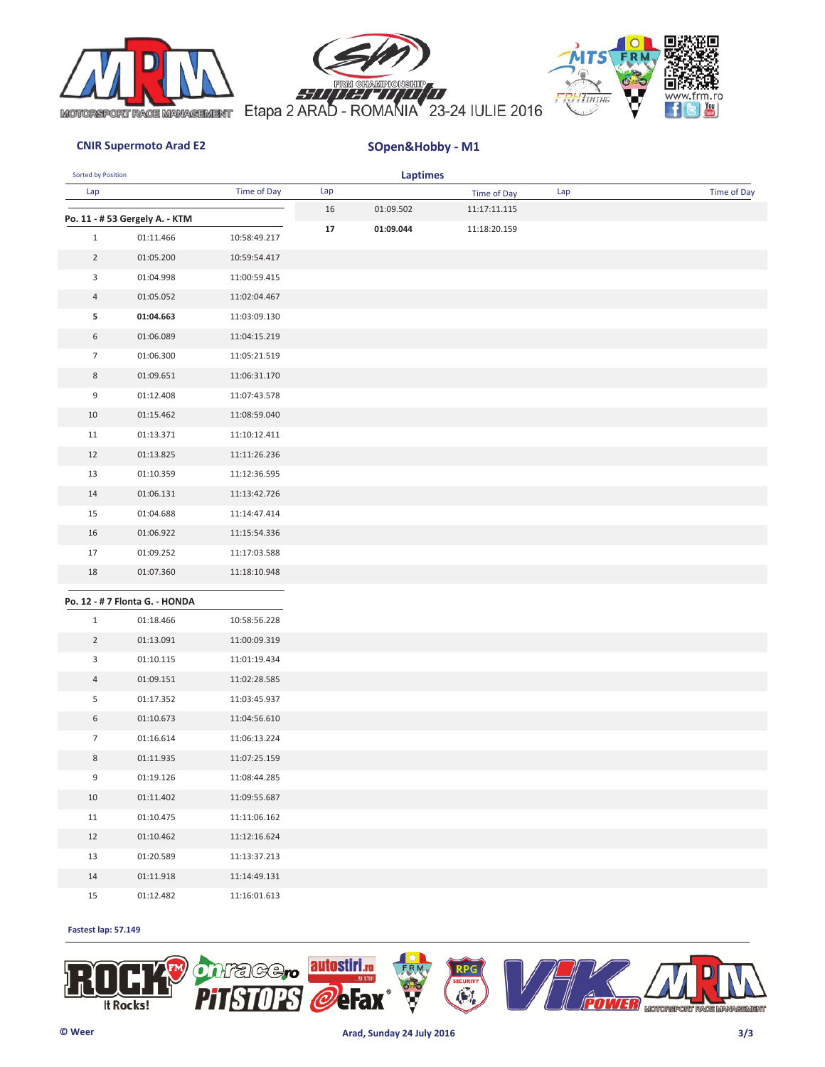Etapa 2 ARAD - ROMANIA 23-24 IULIE 2016

**CNIR Supermoto Arad E2**

**SOpen&Hobby - M1**

Sorted by Position

**Laptimes**

**Po. 11 - # 53 Gergely A. - KTM**

| Lap | | Time of Day |
|---|---|---|
| 1 | 01:11.466 | 10:58:49.217 |
| 2 | 01:05.200 | 10:59:54.417 |
| 3 | 01:04.998 | 11:00:59.415 |
| 4 | 01:05.052 | 11:02:04.467 |
| **5** | **01:04.663** | 11:03:09.130 |
| 6 | 01:06.089 | 11:04:15.219 |
| 7 | 01:06.300 | 11:05:21.519 |
| 8 | 01:09.651 | 11:06:31.170 |
| 9 | 01:12.408 | 11:07:43.578 |
| 10 | 01:15.462 | 11:08:59.040 |
| 11 | 01:13.371 | 11:10:12.411 |
| 12 | 01:13.825 | 11:11:26.236 |
| 13 | 01:10.359 | 11:12:36.595 |
| 14 | 01:06.131 | 11:13:42.726 |
| 15 | 01:04.688 | 11:14:47.414 |
| 16 | 01:06.922 | 11:15:54.336 |
| 17 | 01:09.252 | 11:17:03.588 |
| 18 | 01:07.360 | 11:18:10.948 |

**Po. 12 - # 7 Flonta G. - HONDA**

| Lap | | Time of Day |
|---|---|---|
| 1 | 01:18.466 | 10:58:56.228 |
| 2 | 01:13.091 | 11:00:09.319 |
| 3 | 01:10.115 | 11:01:19.434 |
| 4 | 01:09.151 | 11:02:28.585 |
| 5 | 01:17.352 | 11:03:45.937 |
| 6 | 01:10.673 | 11:04:56.610 |
| 7 | 01:16.614 | 11:06:13.224 |
| 8 | 01:11.935 | 11:07:25.159 |
| 9 | 01:19.126 | 11:08:44.285 |
| 10 | 01:11.402 | 11:09:55.687 |
| 11 | 01:10.475 | 11:11:06.162 |
| 12 | 01:10.462 | 11:12:16.624 |
| 13 | 01:20.589 | 11:13:37.213 |
| 14 | 01:11.918 | 11:14:49.131 |
| 15 | 01:12.482 | 11:16:01.613 |
| 16 | 01:09.502 | 11:17:11.115 |
| **17** | **01:09.044** | 11:18:20.159 |

**Fastest lap: 57.149**

© Weer

Arad, Sunday 24 July 2016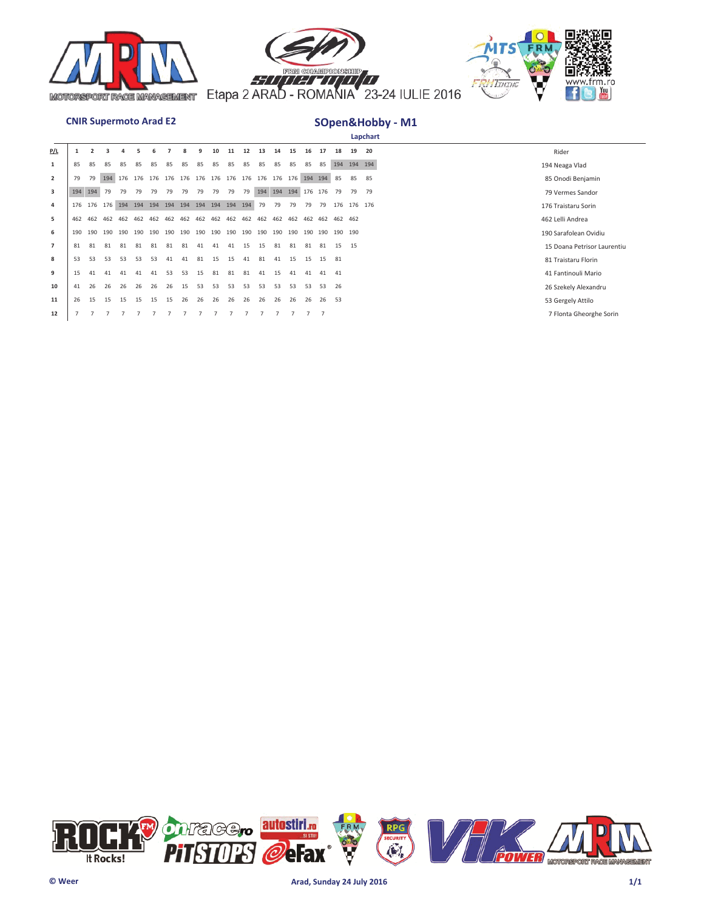Etapa 2 ARAD - ROMANIA 23-24 IULIE 2016

**CNIR Supermoto Arad E2**

## SOpen&Hobby - M1

**Lapchart**

| P/L | 1 | 2 | 3 | 4 | 5 | 6 | 7 | 8 | 9 | 10 | 11 | 12 | 13 | 14 | 15 | 16 | 17 | 18 | 19 | 20 | Rider |
|---|---|---|---|---|---|---|---|---|---|---|---|---|---|---|---|---|---|---|---|---|---|
| 1 | 85 | 85 | 85 | 85 | 85 | 85 | 85 | 85 | 85 | 85 | 85 | 85 | 85 | 85 | 85 | 85 | 85 | 194 | 194 | 194 | 194 Neaga Vlad |
| 2 | 79 | 79 | 194 | 176 | 176 | 176 | 176 | 176 | 176 | 176 | 176 | 176 | 176 | 176 | 176 | 194 | 194 | 85 | 85 | 85 | 85 Onodi Benjamin |
| 3 | 194 | 194 | 79 | 79 | 79 | 79 | 79 | 79 | 79 | 79 | 79 | 79 | 194 | 194 | 194 | 176 | 176 | 79 | 79 | 79 | 79 Vermes Sandor |
| 4 | 176 | 176 | 176 | 194 | 194 | 194 | 194 | 194 | 194 | 194 | 194 | 194 | 79 | 79 | 79 | 79 | 79 | 176 | 176 | 176 | 176 Traistaru Sorin |
| 5 | 462 | 462 | 462 | 462 | 462 | 462 | 462 | 462 | 462 | 462 | 462 | 462 | 462 | 462 | 462 | 462 | 462 | 462 | 462 | | 462 Lelli Andrea |
| 6 | 190 | 190 | 190 | 190 | 190 | 190 | 190 | 190 | 190 | 190 | 190 | 190 | 190 | 190 | 190 | 190 | 190 | 190 | 190 | | 190 Sarafolean Ovidiu |
| 7 | 81 | 81 | 81 | 81 | 81 | 81 | 81 | 81 | 41 | 41 | 41 | 15 | 15 | 81 | 81 | 81 | 81 | 15 | 15 | | 15 Doana Petrisor Laurentiu |
| 8 | 53 | 53 | 53 | 53 | 53 | 53 | 41 | 41 | 81 | 15 | 15 | 41 | 81 | 41 | 15 | 15 | 15 | 81 | | | 81 Traistaru Florin |
| 9 | 15 | 41 | 41 | 41 | 41 | 41 | 53 | 53 | 15 | 81 | 81 | 81 | 41 | 15 | 41 | 41 | 41 | 41 | | | 41 Fantinouli Mario |
| 10 | 41 | 26 | 26 | 26 | 26 | 26 | 26 | 15 | 53 | 53 | 53 | 53 | 53 | 53 | 53 | 53 | 53 | 26 | | | 26 Szekely Alexandru |
| 11 | 26 | 15 | 15 | 15 | 15 | 15 | 15 | 26 | 26 | 26 | 26 | 26 | 26 | 26 | 26 | 26 | 26 | 53 | | | 53 Gergely Attilo |
| 12 | 7 | 7 | 7 | 7 | 7 | 7 | 7 | 7 | 7 | 7 | 7 | 7 | 7 | 7 | 7 | 7 | 7 | | | | 7 Flonta Gheorghe Sorin |

© Weer

Arad, Sunday 24 July 2016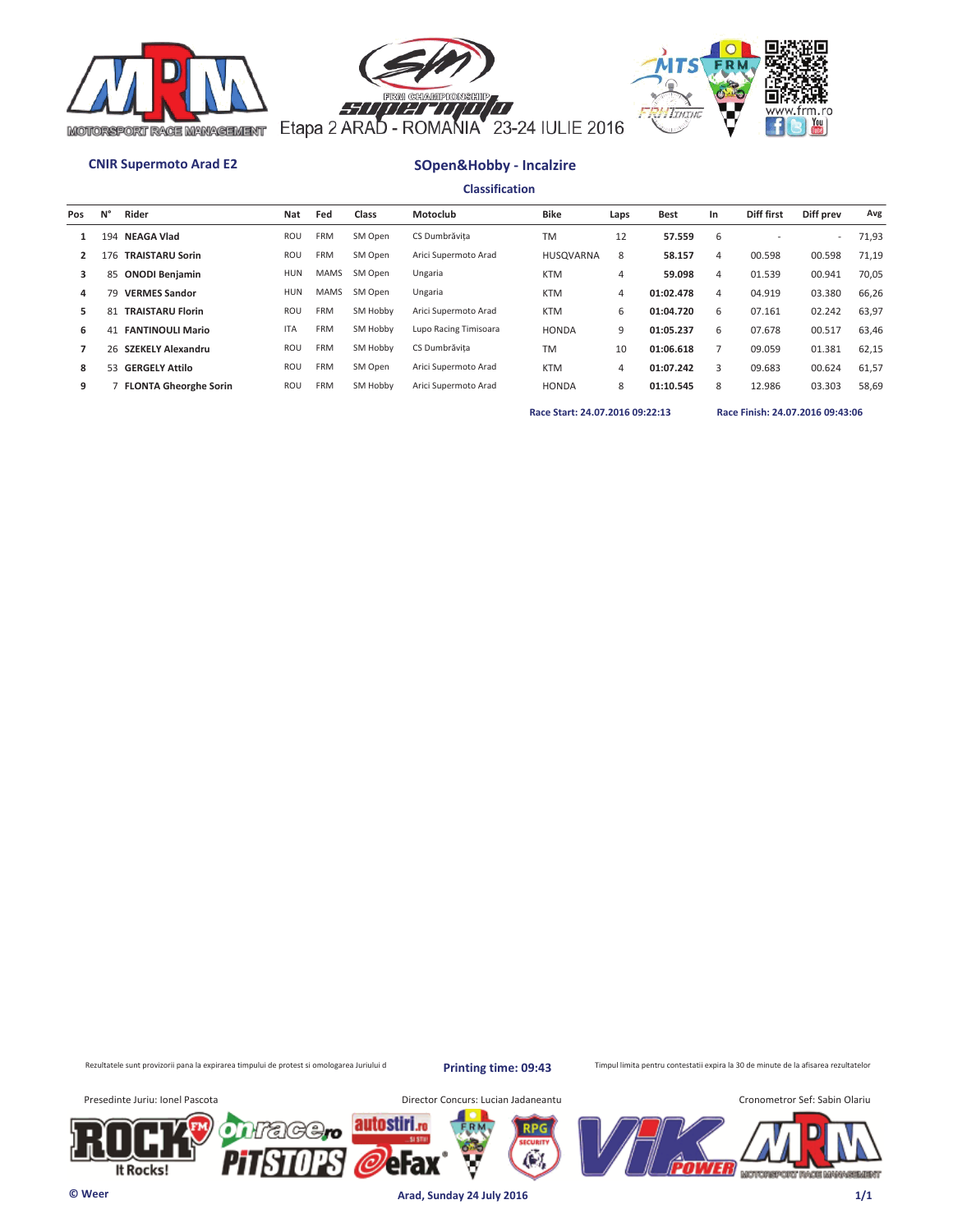Etapa 2 ARAD - ROMANIA 23-24 IULIE 2016

**CNIR Supermoto Arad E2**

## SOpen&Hobby - Incalzire

### Classification

| Pos | N° | Rider | Nat | Fed | Class | Motoclub | Bike | Laps | Best | In | Diff first | Diff prev | Avg |
|---|---|---|---|---|---|---|---|---|---|---|---|---|---|
| 1 | 194 | **NEAGA Vlad** | ROU | FRM | SM Open | CS Dumbrăvița | TM | 12 | **57.559** | 6 | - | - | 71,93 |
| 2 | 176 | **TRAISTARU Sorin** | ROU | FRM | SM Open | Arici Supermoto Arad | HUSQVARNA | 8 | **58.157** | 4 | 00.598 | 00.598 | 71,19 |
| 3 | 85 | **ONODI Benjamin** | HUN | MAMS | SM Open | Ungaria | KTM | 4 | **59.098** | 4 | 01.539 | 00.941 | 70,05 |
| 4 | 79 | **VERMES Sandor** | HUN | MAMS | SM Open | Ungaria | KTM | 4 | **01:02.478** | 4 | 04.919 | 03.380 | 66,26 |
| 5 | 81 | **TRAISTARU Florin** | ROU | FRM | SM Hobby | Arici Supermoto Arad | KTM | 6 | **01:04.720** | 6 | 07.161 | 02.242 | 63,97 |
| 6 | 41 | **FANTINOULI Mario** | ITA | FRM | SM Hobby | Lupo Racing Timisoara | HONDA | 9 | **01:05.237** | 6 | 07.678 | 00.517 | 63,46 |
| 7 | 26 | **SZEKELY Alexandru** | ROU | FRM | SM Hobby | CS Dumbrăvița | TM | 10 | **01:06.618** | 7 | 09.059 | 01.381 | 62,15 |
| 8 | 53 | **GERGELY Attilo** | ROU | FRM | SM Open | Arici Supermoto Arad | KTM | 4 | **01:07.242** | 3 | 09.683 | 00.624 | 61,57 |
| 9 | 7 | **FLONTA Gheorghe Sorin** | ROU | FRM | SM Hobby | Arici Supermoto Arad | HONDA | 8 | **01:10.545** | 8 | 12.986 | 03.303 | 58,69 |

**Race Start: 24.07.2016 09:22:13** **Race Finish: 24.07.2016 09:43:06**

Rezultatele sunt provizorii pana la expirarea timpului de protest si omologarea Juriului d

**Printing time: 09:43**

Timpul limita pentru contestatii expira la 30 de minute de la afisarea rezultatelor

Presedinte Juriu: Ionel Pascota

Director Concurs: Lucian Jadaneantu

Cronometror Sef: Sabin Olariu

© Weer

**Arad, Sunday 24 July 2016**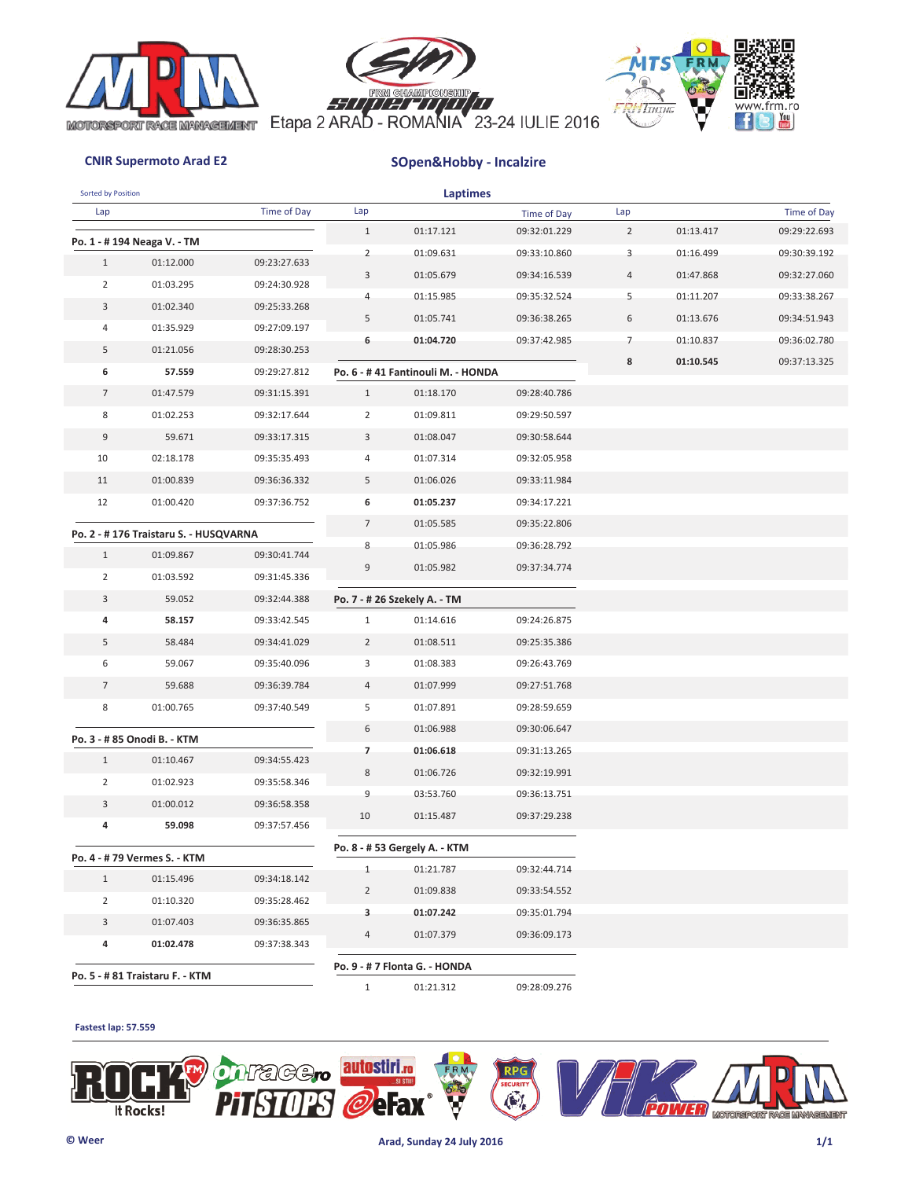Etapa 2 ARAD - ROMANIA 23-24 IULIE 2016

**CNIR Supermoto Arad E2**

## SOpen&Hobby - Incalzire

Sorted by Position

### Laptimes

**Po. 1 - # 194 Neaga V. - TM**

| Lap | | Time of Day |
|---|---|---|
| 1 | 01:12.000 | 09:23:27.633 |
| 2 | 01:03.295 | 09:24:30.928 |
| 3 | 01:02.340 | 09:25:33.268 |
| 4 | 01:35.929 | 09:27:09.197 |
| 5 | 01:21.056 | 09:28:30.253 |
| **6** | **57.559** | 09:29:27.812 |
| 7 | 01:47.579 | 09:31:15.391 |
| 8 | 01:02.253 | 09:32:17.644 |
| 9 | 59.671 | 09:33:17.315 |
| 10 | 02:18.178 | 09:35:35.493 |
| 11 | 01:00.839 | 09:36:36.332 |
| 12 | 01:00.420 | 09:37:36.752 |

**Po. 2 - # 176 Traistaru S. - HUSQVARNA**

| Lap | | Time of Day |
|---|---|---|
| 1 | 01:09.867 | 09:30:41.744 |
| 2 | 01:03.592 | 09:31:45.336 |
| 3 | 59.052 | 09:32:44.388 |
| **4** | **58.157** | 09:33:42.545 |
| 5 | 58.484 | 09:34:41.029 |
| 6 | 59.067 | 09:35:40.096 |
| 7 | 59.688 | 09:36:39.784 |
| 8 | 01:00.765 | 09:37:40.549 |

**Po. 3 - # 85 Onodi B. - KTM**

| Lap | | Time of Day |
|---|---|---|
| 1 | 01:10.467 | 09:34:55.423 |
| 2 | 01:02.923 | 09:35:58.346 |
| 3 | 01:00.012 | 09:36:58.358 |
| **4** | **59.098** | 09:37:57.456 |

**Po. 4 - # 79 Vermes S. - KTM**

| Lap | | Time of Day |
|---|---|---|
| 1 | 01:15.496 | 09:34:18.142 |
| 2 | 01:10.320 | 09:35:28.462 |
| 3 | 01:07.403 | 09:36:35.865 |
| **4** | **01:02.478** | 09:37:38.343 |

**Po. 5 - # 81 Traistaru F. - KTM**

| Lap | | Time of Day |
|---|---|---|
| 1 | 01:17.121 | 09:32:01.229 |
| 2 | 01:09.631 | 09:33:10.860 |
| 3 | 01:05.679 | 09:34:16.539 |
| 4 | 01:15.985 | 09:35:32.524 |
| 5 | 01:05.741 | 09:36:38.265 |
| **6** | **01:04.720** | 09:37:42.985 |

**Po. 6 - # 41 Fantinouli M. - HONDA**

| Lap | | Time of Day |
|---|---|---|
| 1 | 01:18.170 | 09:28:40.786 |
| 2 | 01:09.811 | 09:29:50.597 |
| 3 | 01:08.047 | 09:30:58.644 |
| 4 | 01:07.314 | 09:32:05.958 |
| 5 | 01:06.026 | 09:33:11.984 |
| **6** | **01:05.237** | 09:34:17.221 |
| 7 | 01:05.585 | 09:35:22.806 |
| 8 | 01:05.986 | 09:36:28.792 |
| 9 | 01:05.982 | 09:37:34.774 |

**Po. 7 - # 26 Szekely A. - TM**

| Lap | | Time of Day |
|---|---|---|
| 1 | 01:14.616 | 09:24:26.875 |
| 2 | 01:08.511 | 09:25:35.386 |
| 3 | 01:08.383 | 09:26:43.769 |
| 4 | 01:07.999 | 09:27:51.768 |
| 5 | 01:07.891 | 09:28:59.659 |
| 6 | 01:06.988 | 09:30:06.647 |
| **7** | **01:06.618** | 09:31:13.265 |
| 8 | 01:06.726 | 09:32:19.991 |
| 9 | 03:53.760 | 09:36:13.751 |
| 10 | 01:15.487 | 09:37:29.238 |

**Po. 8 - # 53 Gergely A. - KTM**

| Lap | | Time of Day |
|---|---|---|
| 1 | 01:21.787 | 09:32:44.714 |
| 2 | 01:09.838 | 09:33:54.552 |
| **3** | **01:07.242** | 09:35:01.794 |
| 4 | 01:07.379 | 09:36:09.173 |

**Po. 9 - # 7 Flonta G. - HONDA**

| Lap | | Time of Day |
|---|---|---|
| 1 | 01:21.312 | 09:28:09.276 |
| 2 | 01:13.417 | 09:29:22.693 |
| 3 | 01:16.499 | 09:30:39.192 |
| 4 | 01:47.868 | 09:32:27.060 |
| 5 | 01:11.207 | 09:33:38.267 |
| 6 | 01:13.676 | 09:34:51.943 |
| 7 | 01:10.837 | 09:36:02.780 |
| **8** | **01:10.545** | 09:37:13.325 |

**Fastest lap: 57.559**

© Weer

Arad, Sunday 24 July 2016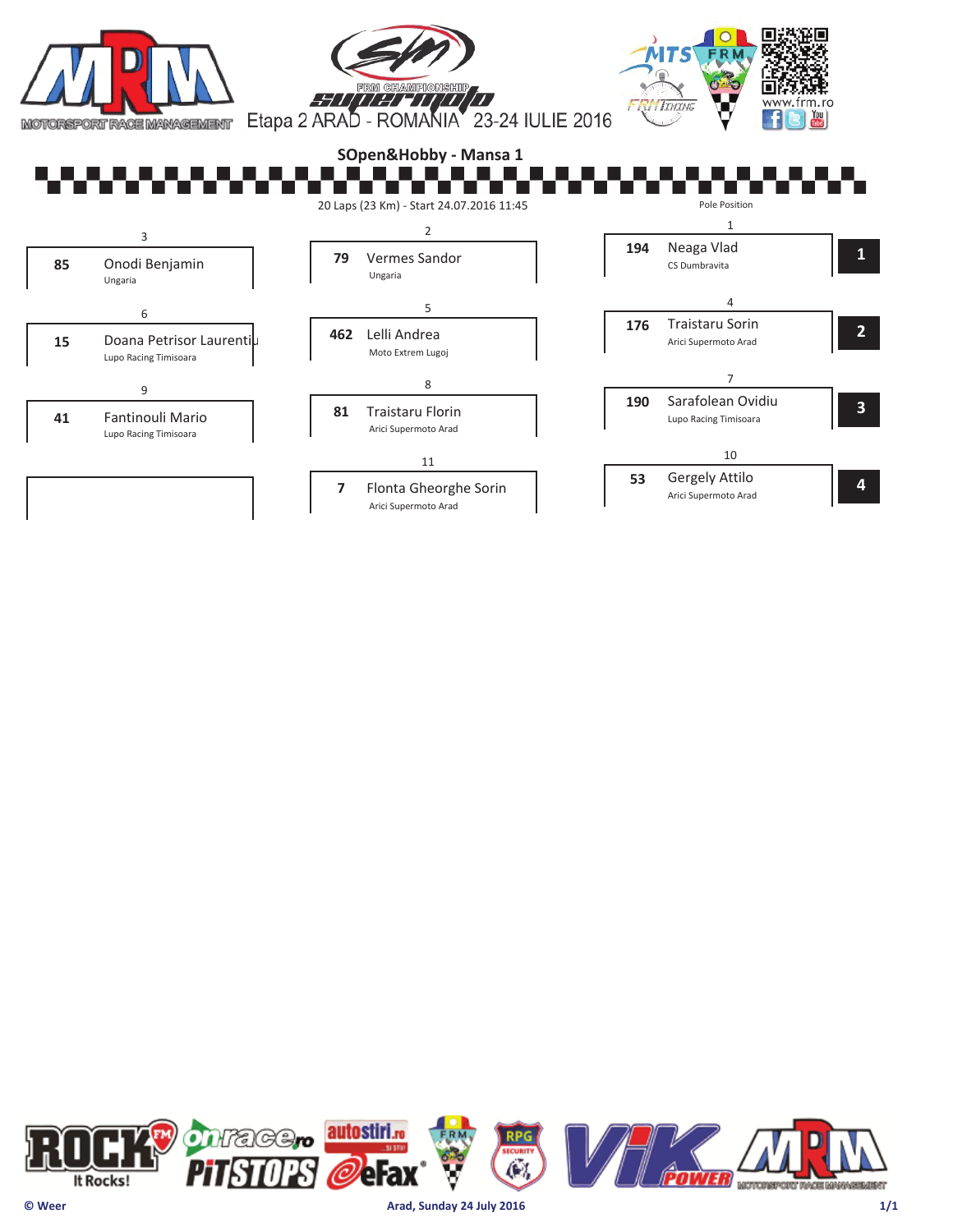Etapa 2 ARAD - ROMANIA 23-24 IULIE 2016

## SOpen&Hobby - Mansa 1

20 Laps (23 Km) - Start 24.07.2016 11:45

Pole Position

| Position | No. | Rider | Team | Row |
|---|---|---|---|---|
| 1 | 194 | Neaga Vlad | CS Dumbravita | 1 |
| 2 | 79 | Vermes Sandor | Ungaria | 1 |
| 3 | 85 | Onodi Benjamin | Ungaria | 1 |
| 4 | 176 | Traistaru Sorin | Arici Supermoto Arad | 2 |
| 5 | 462 | Lelli Andrea | Moto Extrem Lugoj | 2 |
| 6 | 15 | Doana Petrisor Laurentiu | Lupo Racing Timisoara | 2 |
| 7 | 190 | Sarafolean Ovidiu | Lupo Racing Timisoara | 3 |
| 8 | 81 | Traistaru Florin | Arici Supermoto Arad | 3 |
| 9 | 41 | Fantinouli Mario | Lupo Racing Timisoara | 3 |
| 10 | 53 | Gergely Attilo | Arici Supermoto Arad | 4 |
| 11 | 7 | Flonta Gheorghe Sorin | Arici Supermoto Arad | 4 |

© Weer

Arad, Sunday 24 July 2016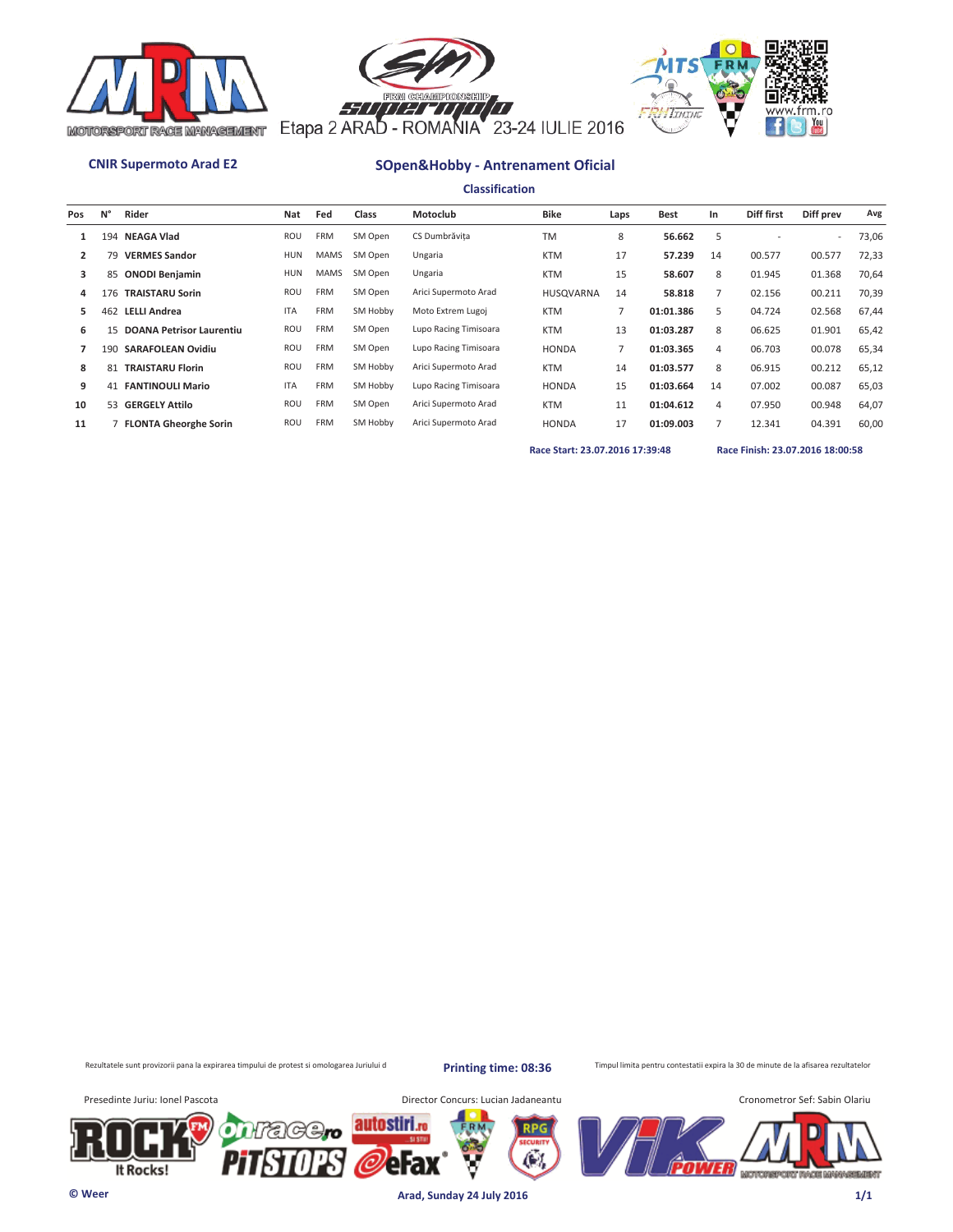Etapa 2 ARAD - ROMANIA 23-24 IULIE 2016

**CNIR Supermoto Arad E2**

## SOpen&Hobby - Antrenament Oficial

### Classification

| Pos | N° | Rider | Nat | Fed | Class | Motoclub | Bike | Laps | Best | In | Diff first | Diff prev | Avg |
|---|---|---|---|---|---|---|---|---|---|---|---|---|---|
| 1 | 194 | **NEAGA Vlad** | ROU | FRM | SM Open | CS Dumbrăvița | TM | 8 | **56.662** | 5 | - | - | 73,06 |
| 2 | 79 | **VERMES Sandor** | HUN | MAMS | SM Open | Ungaria | KTM | 17 | **57.239** | 14 | 00.577 | 00.577 | 72,33 |
| 3 | 85 | **ONODI Benjamin** | HUN | MAMS | SM Open | Ungaria | KTM | 15 | **58.607** | 8 | 01.945 | 01.368 | 70,64 |
| 4 | 176 | **TRAISTARU Sorin** | ROU | FRM | SM Open | Arici Supermoto Arad | HUSQVARNA | 14 | **58.818** | 7 | 02.156 | 00.211 | 70,39 |
| 5 | 462 | **LELLI Andrea** | ITA | FRM | SM Hobby | Moto Extrem Lugoj | KTM | 7 | **01:01.386** | 5 | 04.724 | 02.568 | 67,44 |
| 6 | 15 | **DOANA Petrisor Laurentiu** | ROU | FRM | SM Open | Lupo Racing Timisoara | KTM | 13 | **01:03.287** | 8 | 06.625 | 01.901 | 65,42 |
| 7 | 190 | **SARAFOLEAN Ovidiu** | ROU | FRM | SM Open | Lupo Racing Timisoara | HONDA | 7 | **01:03.365** | 4 | 06.703 | 00.078 | 65,34 |
| 8 | 81 | **TRAISTARU Florin** | ROU | FRM | SM Hobby | Arici Supermoto Arad | KTM | 14 | **01:03.577** | 8 | 06.915 | 00.212 | 65,12 |
| 9 | 41 | **FANTINOULI Mario** | ITA | FRM | SM Hobby | Lupo Racing Timisoara | HONDA | 15 | **01:03.664** | 14 | 07.002 | 00.087 | 65,03 |
| 10 | 53 | **GERGELY Attilo** | ROU | FRM | SM Open | Arici Supermoto Arad | KTM | 11 | **01:04.612** | 4 | 07.950 | 00.948 | 64,07 |
| 11 | 7 | **FLONTA Gheorghe Sorin** | ROU | FRM | SM Hobby | Arici Supermoto Arad | HONDA | 17 | **01:09.003** | 7 | 12.341 | 04.391 | 60,00 |

**Race Start: 23.07.2016 17:39:48** **Race Finish: 23.07.2016 18:00:58**

Rezultatele sunt provizorii pana la expirarea timpului de protest si omologarea Juriului d

**Printing time: 08:36**

Timpul limita pentru contestatii expira la 30 de minute de la afisarea rezultatelor

Presedinte Juriu: Ionel Pascota

Director Concurs: Lucian Jadaneantu

Cronometror Sef: Sabin Olariu

**© Weer**

**Arad, Sunday 24 July 2016**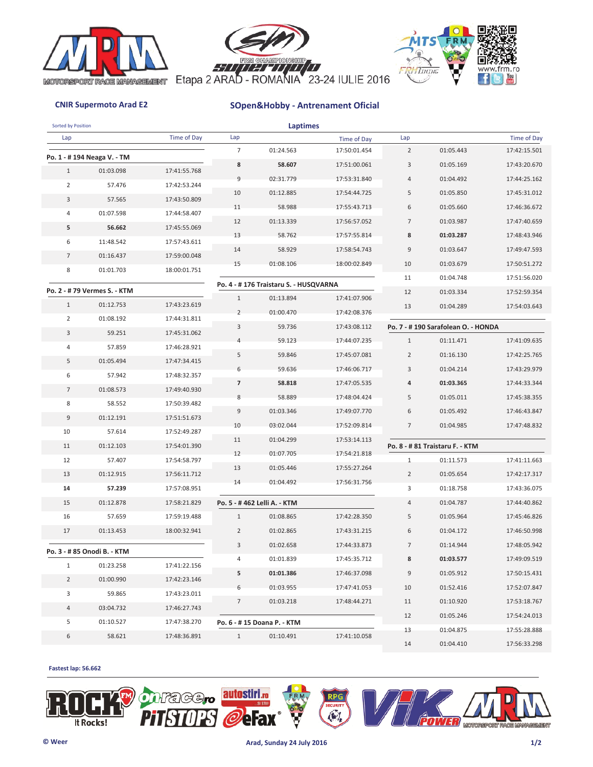Etapa 2 ARAD - ROMANIA 23-24 IULIE 2016

**CNIR Supermoto Arad E2**

**SOpen&Hobby - Antrenament Oficial**

Sorted by Position

## Laptimes

### Po. 1 - # 194 Neaga V. - TM

| Lap | Time | Time of Day |
|---|---|---|
| 1 | 01:03.098 | 17:41:55.768 |
| 2 | 57.476 | 17:42:53.244 |
| 3 | 57.565 | 17:43:50.809 |
| 4 | 01:07.598 | 17:44:58.407 |
| **5** | **56.662** | 17:45:55.069 |
| 6 | 11:48.542 | 17:57:43.611 |
| 7 | 01:16.437 | 17:59:00.048 |
| 8 | 01:01.703 | 18:00:01.751 |

### Po. 2 - # 79 Vermes S. - KTM

| Lap | Time | Time of Day |
|---|---|---|
| 1 | 01:12.753 | 17:43:23.619 |
| 2 | 01:08.192 | 17:44:31.811 |
| 3 | 59.251 | 17:45:31.062 |
| 4 | 57.859 | 17:46:28.921 |
| 5 | 01:05.494 | 17:47:34.415 |
| 6 | 57.942 | 17:48:32.357 |
| 7 | 01:08.573 | 17:49:40.930 |
| 8 | 58.552 | 17:50:39.482 |
| 9 | 01:12.191 | 17:51:51.673 |
| 10 | 57.614 | 17:52:49.287 |
| 11 | 01:12.103 | 17:54:01.390 |
| 12 | 57.407 | 17:54:58.797 |
| 13 | 01:12.915 | 17:56:11.712 |
| **14** | **57.239** | 17:57:08.951 |
| 15 | 01:12.878 | 17:58:21.829 |
| 16 | 57.659 | 17:59:19.488 |
| 17 | 01:13.453 | 18:00:32.941 |

### Po. 3 - # 85 Onodi B. - KTM

| Lap | Time | Time of Day |
|---|---|---|
| 1 | 01:23.258 | 17:41:22.156 |
| 2 | 01:00.990 | 17:42:23.146 |
| 3 | 59.865 | 17:43:23.011 |
| 4 | 03:04.732 | 17:46:27.743 |
| 5 | 01:10.527 | 17:47:38.270 |
| 6 | 58.621 | 17:48:36.891 |
| 7 | 01:24.563 | 17:50:01.454 |
| **8** | **58.607** | 17:51:00.061 |
| 9 | 02:31.779 | 17:53:31.840 |
| 10 | 01:12.885 | 17:54:44.725 |
| 11 | 58.988 | 17:55:43.713 |
| 12 | 01:13.339 | 17:56:57.052 |
| 13 | 58.762 | 17:57:55.814 |
| 14 | 58.929 | 17:58:54.743 |
| 15 | 01:08.106 | 18:00:02.849 |

### Po. 4 - # 176 Traistaru S. - HUSQVARNA

| Lap | Time | Time of Day |
|---|---|---|
| 1 | 01:13.894 | 17:41:07.906 |
| 2 | 01:00.470 | 17:42:08.376 |
| 3 | 59.736 | 17:43:08.112 |
| 4 | 59.123 | 17:44:07.235 |
| 5 | 59.846 | 17:45:07.081 |
| 6 | 59.636 | 17:46:06.717 |
| **7** | **58.818** | 17:47:05.535 |
| 8 | 58.889 | 17:48:04.424 |
| 9 | 01:03.346 | 17:49:07.770 |
| 10 | 03:02.044 | 17:52:09.814 |
| 11 | 01:04.299 | 17:53:14.113 |
| 12 | 01:07.705 | 17:54:21.818 |
| 13 | 01:05.446 | 17:55:27.264 |
| 14 | 01:04.492 | 17:56:31.756 |

### Po. 5 - # 462 Lelli A. - KTM

| Lap | Time | Time of Day |
|---|---|---|
| 1 | 01:08.865 | 17:42:28.350 |
| 2 | 01:02.865 | 17:43:31.215 |
| 3 | 01:02.658 | 17:44:33.873 |
| 4 | 01:01.839 | 17:45:35.712 |
| **5** | **01:01.386** | 17:46:37.098 |
| 6 | 01:03.955 | 17:47:41.053 |
| 7 | 01:03.218 | 17:48:44.271 |

### Po. 6 - # 15 Doana P. - KTM

| Lap | Time | Time of Day |
|---|---|---|
| 1 | 01:10.491 | 17:41:10.058 |
| 2 | 01:05.443 | 17:42:15.501 |
| 3 | 01:05.169 | 17:43:20.670 |
| 4 | 01:04.492 | 17:44:25.162 |
| 5 | 01:05.850 | 17:45:31.012 |
| 6 | 01:05.660 | 17:46:36.672 |
| 7 | 01:03.987 | 17:47:40.659 |
| **8** | **01:03.287** | 17:48:43.946 |
| 9 | 01:03.647 | 17:49:47.593 |
| 10 | 01:03.679 | 17:50:51.272 |
| 11 | 01:04.748 | 17:51:56.020 |
| 12 | 01:03.334 | 17:52:59.354 |
| 13 | 01:04.289 | 17:54:03.643 |

### Po. 7 - # 190 Sarafolean O. - HONDA

| Lap | Time | Time of Day |
|---|---|---|
| 1 | 01:11.471 | 17:41:09.635 |
| 2 | 01:16.130 | 17:42:25.765 |
| 3 | 01:04.214 | 17:43:29.979 |
| **4** | **01:03.365** | 17:44:33.344 |
| 5 | 01:05.011 | 17:45:38.355 |
| 6 | 01:05.492 | 17:46:43.847 |
| 7 | 01:04.985 | 17:47:48.832 |

### Po. 8 - # 81 Traistaru F. - KTM

| Lap | Time | Time of Day |
|---|---|---|
| 1 | 01:11.573 | 17:41:11.663 |
| 2 | 01:05.654 | 17:42:17.317 |
| 3 | 01:18.758 | 17:43:36.075 |
| 4 | 01:04.787 | 17:44:40.862 |
| 5 | 01:05.964 | 17:45:46.826 |
| 6 | 01:04.172 | 17:46:50.998 |
| 7 | 01:14.944 | 17:48:05.942 |
| **8** | **01:03.577** | 17:49:09.519 |
| 9 | 01:05.912 | 17:50:15.431 |
| 10 | 01:52.416 | 17:52:07.847 |
| 11 | 01:10.920 | 17:53:18.767 |
| 12 | 01:05.246 | 17:54:24.013 |
| 13 | 01:04.875 | 17:55:28.888 |
| 14 | 01:04.410 | 17:56:33.298 |

**Fastest lap: 56.662**

© Weer

**Arad, Sunday 24 July 2016**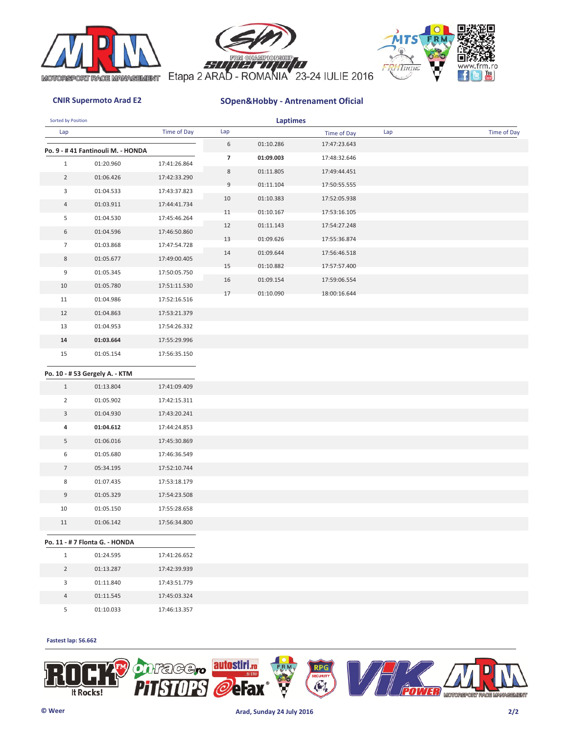Etapa 2 ARAD - ROMANIA 23-24 IULIE 2016

**CNIR Supermoto Arad E2**

**SOpen&Hobby - Antrenament Oficial**

Sorted by Position

## Laptimes

**Po. 9 - # 41 Fantinouli M. - HONDA**

| Lap | | Time of Day |
|---|---|---|
| 1 | 01:20.960 | 17:41:26.864 |
| 2 | 01:06.426 | 17:42:33.290 |
| 3 | 01:04.533 | 17:43:37.823 |
| 4 | 01:03.911 | 17:44:41.734 |
| 5 | 01:04.530 | 17:45:46.264 |
| 6 | 01:04.596 | 17:46:50.860 |
| 7 | 01:03.868 | 17:47:54.728 |
| 8 | 01:05.677 | 17:49:00.405 |
| 9 | 01:05.345 | 17:50:05.750 |
| 10 | 01:05.780 | 17:51:11.530 |
| 11 | 01:04.986 | 17:52:16.516 |
| 12 | 01:04.863 | 17:53:21.379 |
| 13 | 01:04.953 | 17:54:26.332 |
| **14** | **01:03.664** | 17:55:29.996 |
| 15 | 01:05.154 | 17:56:35.150 |

**Po. 10 - # 53 Gergely A. - KTM**

| Lap | | Time of Day |
|---|---|---|
| 1 | 01:13.804 | 17:41:09.409 |
| 2 | 01:05.902 | 17:42:15.311 |
| 3 | 01:04.930 | 17:43:20.241 |
| **4** | **01:04.612** | 17:44:24.853 |
| 5 | 01:06.016 | 17:45:30.869 |
| 6 | 01:05.680 | 17:46:36.549 |
| 7 | 05:34.195 | 17:52:10.744 |
| 8 | 01:07.435 | 17:53:18.179 |
| 9 | 01:05.329 | 17:54:23.508 |
| 10 | 01:05.150 | 17:55:28.658 |
| 11 | 01:06.142 | 17:56:34.800 |

**Po. 11 - # 7 Flonta G. - HONDA**

| Lap | | Time of Day |
|---|---|---|
| 1 | 01:24.595 | 17:41:26.652 |
| 2 | 01:13.287 | 17:42:39.939 |
| 3 | 01:11.840 | 17:43:51.779 |
| 4 | 01:11.545 | 17:45:03.324 |
| 5 | 01:10.033 | 17:46:13.357 |
| 6 | 01:10.286 | 17:47:23.643 |
| **7** | **01:09.003** | 17:48:32.646 |
| 8 | 01:11.805 | 17:49:44.451 |
| 9 | 01:11.104 | 17:50:55.555 |
| 10 | 01:10.383 | 17:52:05.938 |
| 11 | 01:10.167 | 17:53:16.105 |
| 12 | 01:11.143 | 17:54:27.248 |
| 13 | 01:09.626 | 17:55:36.874 |
| 14 | 01:09.644 | 17:56:46.518 |
| 15 | 01:10.882 | 17:57:57.400 |
| 16 | 01:09.154 | 17:59:06.554 |
| 17 | 01:10.090 | 18:00:16.644 |

**Fastest lap: 56.662**

© Weer

Arad, Sunday 24 July 2016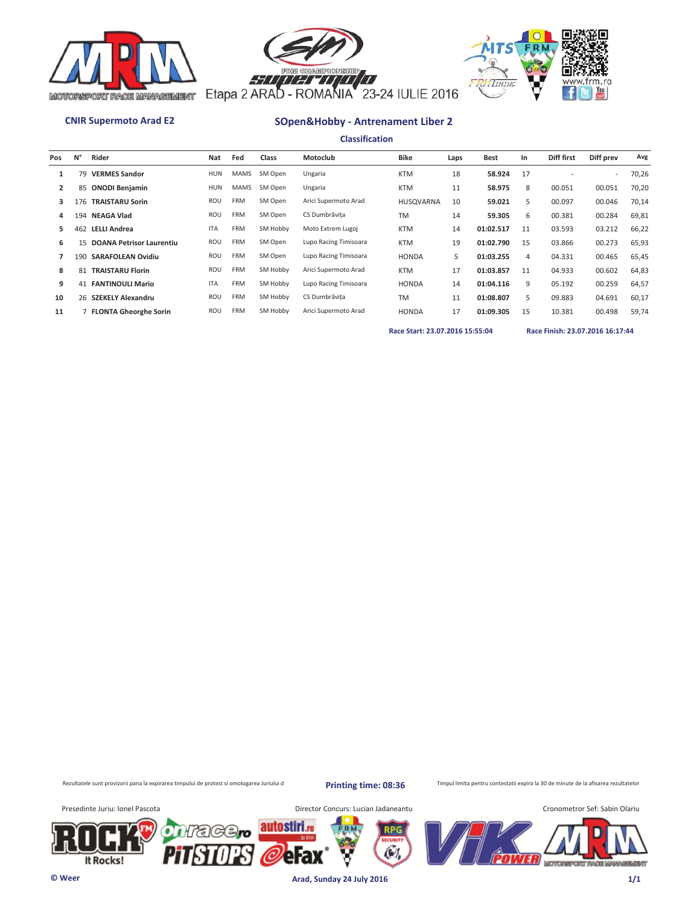Etapa 2 ARAD - ROMANIA 23-24 IULIE 2016

**CNIR Supermoto Arad E2**

## SOpen&Hobby - Antrenament Liber 2

### Classification

| Pos | N° | Rider | Nat | Fed | Class | Motoclub | Bike | Laps | Best | In | Diff first | Diff prev | Avg |
|---|---|---|---|---|---|---|---|---|---|---|---|---|---|
| 1 | 79 | **VERMES Sandor** | HUN | MAMS | SM Open | Ungaria | KTM | 18 | **58.924** | 17 | - | - | 70,26 |
| 2 | 85 | **ONODI Benjamin** | HUN | MAMS | SM Open | Ungaria | KTM | 11 | **58.975** | 8 | 00.051 | 00.051 | 70,20 |
| 3 | 176 | **TRAISTARU Sorin** | ROU | FRM | SM Open | Arici Supermoto Arad | HUSQVARNA | 10 | **59.021** | 5 | 00.097 | 00.046 | 70,14 |
| 4 | 194 | **NEAGA Vlad** | ROU | FRM | SM Open | CS Dumbrăvița | TM | 14 | **59.305** | 6 | 00.381 | 00.284 | 69,81 |
| 5 | 462 | **LELLI Andrea** | ITA | FRM | SM Hobby | Moto Extrem Lugoj | KTM | 14 | **01:02.517** | 11 | 03.593 | 03.212 | 66,22 |
| 6 | 15 | **DOANA Petrisor Laurentiu** | ROU | FRM | SM Open | Lupo Racing Timisoara | KTM | 19 | **01:02.790** | 15 | 03.866 | 00.273 | 65,93 |
| 7 | 190 | **SARAFOLEAN Ovidiu** | ROU | FRM | SM Open | Lupo Racing Timisoara | HONDA | 5 | **01:03.255** | 4 | 04.331 | 00.465 | 65,45 |
| 8 | 81 | **TRAISTARU Florin** | ROU | FRM | SM Hobby | Arici Supermoto Arad | KTM | 17 | **01:03.857** | 11 | 04.933 | 00.602 | 64,83 |
| 9 | 41 | **FANTINOULI Mario** | ITA | FRM | SM Hobby | Lupo Racing Timisoara | HONDA | 14 | **01:04.116** | 9 | 05.192 | 00.259 | 64,57 |
| 10 | 26 | **SZEKELY Alexandru** | ROU | FRM | SM Hobby | CS Dumbrăvița | TM | 11 | **01:08.807** | 5 | 09.883 | 04.691 | 60,17 |
| 11 | 7 | **FLONTA Gheorghe Sorin** | ROU | FRM | SM Hobby | Arici Supermoto Arad | HONDA | 17 | **01:09.305** | 15 | 10.381 | 00.498 | 59,74 |

**Race Start: 23.07.2016 15:55:04** **Race Finish: 23.07.2016 16:17:44**

Rezultatele sunt provizorii pana la expirarea timpului de protest si omologarea Juriului d

**Printing time: 08:36**

Timpul limita pentru contestatii expira la 30 de minute de la afisarea rezultatelor

Presedinte Juriu: Ionel Pascota

Director Concurs: Lucian Jadaneantu

Cronometror Sef: Sabin Olariu

**© Weer**

**Arad, Sunday 24 July 2016**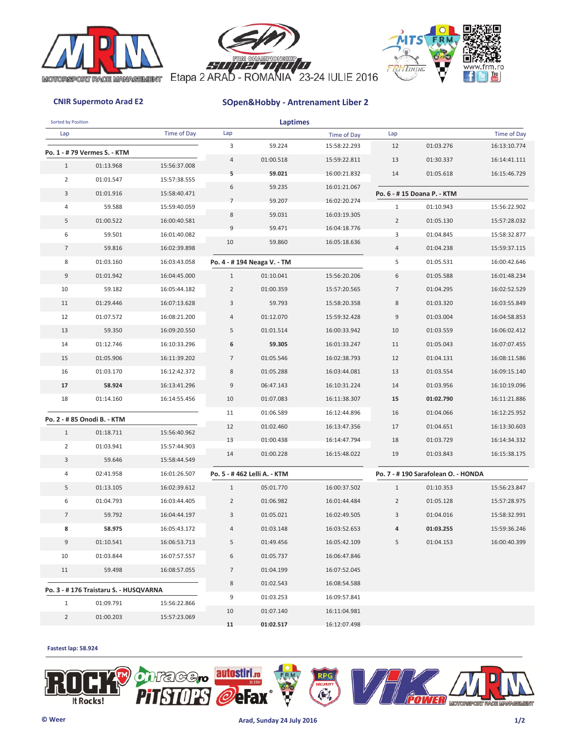Etapa 2 ARAD - ROMANIA 23-24 IULIE 2016

**CNIR Supermoto Arad E2**

## SOpen&Hobby - Antrenament Liber 2

Sorted by Position

### Laptimes

**Po. 1 - # 79 Vermes S. - KTM**

| Lap | | Time of Day |
|---|---|---|
| 1 | 01:13.968 | 15:56:37.008 |
| 2 | 01:01.547 | 15:57:38.555 |
| 3 | 01:01.916 | 15:58:40.471 |
| 4 | 59.588 | 15:59:40.059 |
| 5 | 01:00.522 | 16:00:40.581 |
| 6 | 59.501 | 16:01:40.082 |
| 7 | 59.816 | 16:02:39.898 |
| 8 | 01:03.160 | 16:03:43.058 |
| 9 | 01:01.942 | 16:04:45.000 |
| 10 | 59.182 | 16:05:44.182 |
| 11 | 01:29.446 | 16:07:13.628 |
| 12 | 01:07.572 | 16:08:21.200 |
| 13 | 59.350 | 16:09:20.550 |
| 14 | 01:12.746 | 16:10:33.296 |
| 15 | 01:05.906 | 16:11:39.202 |
| 16 | 01:03.170 | 16:12:42.372 |
| **17** | **58.924** | 16:13:41.296 |
| 18 | 01:14.160 | 16:14:55.456 |

**Po. 2 - # 85 Onodi B. - KTM**

| Lap | | Time of Day |
|---|---|---|
| 1 | 01:18.711 | 15:56:40.962 |
| 2 | 01:03.941 | 15:57:44.903 |
| 3 | 59.646 | 15:58:44.549 |
| 4 | 02:41.958 | 16:01:26.507 |
| 5 | 01:13.105 | 16:02:39.612 |
| 6 | 01:04.793 | 16:03:44.405 |
| 7 | 59.792 | 16:04:44.197 |
| **8** | **58.975** | 16:05:43.172 |
| 9 | 01:10.541 | 16:06:53.713 |
| 10 | 01:03.844 | 16:07:57.557 |
| 11 | 59.498 | 16:08:57.055 |

**Po. 3 - # 176 Traistaru S. - HUSQVARNA**

| Lap | | Time of Day |
|---|---|---|
| 1 | 01:09.791 | 15:56:22.866 |
| 2 | 01:00.203 | 15:57:23.069 |
| 3 | 59.224 | 15:58:22.293 |
| 4 | 01:00.518 | 15:59:22.811 |
| **5** | **59.021** | 16:00:21.832 |
| 6 | 59.235 | 16:01:21.067 |
| 7 | 59.207 | 16:02:20.274 |
| 8 | 59.031 | 16:03:19.305 |
| 9 | 59.471 | 16:04:18.776 |
| 10 | 59.860 | 16:05:18.636 |

**Po. 4 - # 194 Neaga V. - TM**

| Lap | | Time of Day |
|---|---|---|
| 1 | 01:10.041 | 15:56:20.206 |
| 2 | 01:00.359 | 15:57:20.565 |
| 3 | 59.793 | 15:58:20.358 |
| 4 | 01:12.070 | 15:59:32.428 |
| 5 | 01:01.514 | 16:00:33.942 |
| **6** | **59.305** | 16:01:33.247 |
| 7 | 01:05.546 | 16:02:38.793 |
| 8 | 01:05.288 | 16:03:44.081 |
| 9 | 06:47.143 | 16:10:31.224 |
| 10 | 01:07.083 | 16:11:38.307 |
| 11 | 01:06.589 | 16:12:44.896 |
| 12 | 01:02.460 | 16:13:47.356 |
| 13 | 01:00.438 | 16:14:47.794 |
| 14 | 01:00.228 | 16:15:48.022 |

**Po. 5 - # 462 Lelli A. - KTM**

| Lap | | Time of Day |
|---|---|---|
| 1 | 05:01.770 | 16:00:37.502 |
| 2 | 01:06.982 | 16:01:44.484 |
| 3 | 01:05.021 | 16:02:49.505 |
| 4 | 01:03.148 | 16:03:52.653 |
| 5 | 01:49.456 | 16:05:42.109 |
| 6 | 01:05.737 | 16:06:47.846 |
| 7 | 01:04.199 | 16:07:52.045 |
| 8 | 01:02.543 | 16:08:54.588 |
| 9 | 01:03.253 | 16:09:57.841 |
| 10 | 01:07.140 | 16:11:04.981 |
| **11** | **01:02.517** | 16:12:07.498 |
| 12 | 01:03.276 | 16:13:10.774 |
| 13 | 01:30.337 | 16:14:41.111 |
| 14 | 01:05.618 | 16:15:46.729 |

**Po. 6 - # 15 Doana P. - KTM**

| Lap | | Time of Day |
|---|---|---|
| 1 | 01:10.943 | 15:56:22.902 |
| 2 | 01:05.130 | 15:57:28.032 |
| 3 | 01:04.845 | 15:58:32.877 |
| 4 | 01:04.238 | 15:59:37.115 |
| 5 | 01:05.531 | 16:00:42.646 |
| 6 | 01:05.588 | 16:01:48.234 |
| 7 | 01:04.295 | 16:02:52.529 |
| 8 | 01:03.320 | 16:03:55.849 |
| 9 | 01:03.004 | 16:04:58.853 |
| 10 | 01:03.559 | 16:06:02.412 |
| 11 | 01:05.043 | 16:07:07.455 |
| 12 | 01:04.131 | 16:08:11.586 |
| 13 | 01:03.554 | 16:09:15.140 |
| 14 | 01:03.956 | 16:10:19.096 |
| **15** | **01:02.790** | 16:11:21.886 |
| 16 | 01:04.066 | 16:12:25.952 |
| 17 | 01:04.651 | 16:13:30.603 |
| 18 | 01:03.729 | 16:14:34.332 |
| 19 | 01:03.843 | 16:15:38.175 |

**Po. 7 - # 190 Sarafolean O. - HONDA**

| Lap | | Time of Day |
|---|---|---|
| 1 | 01:10.353 | 15:56:23.847 |
| 2 | 01:05.128 | 15:57:28.975 |
| 3 | 01:04.016 | 15:58:32.991 |
| **4** | **01:03.255** | 15:59:36.246 |
| 5 | 01:04.153 | 16:00:40.399 |

**Fastest lap: 58.924**

© Weer

**Arad, Sunday 24 July 2016**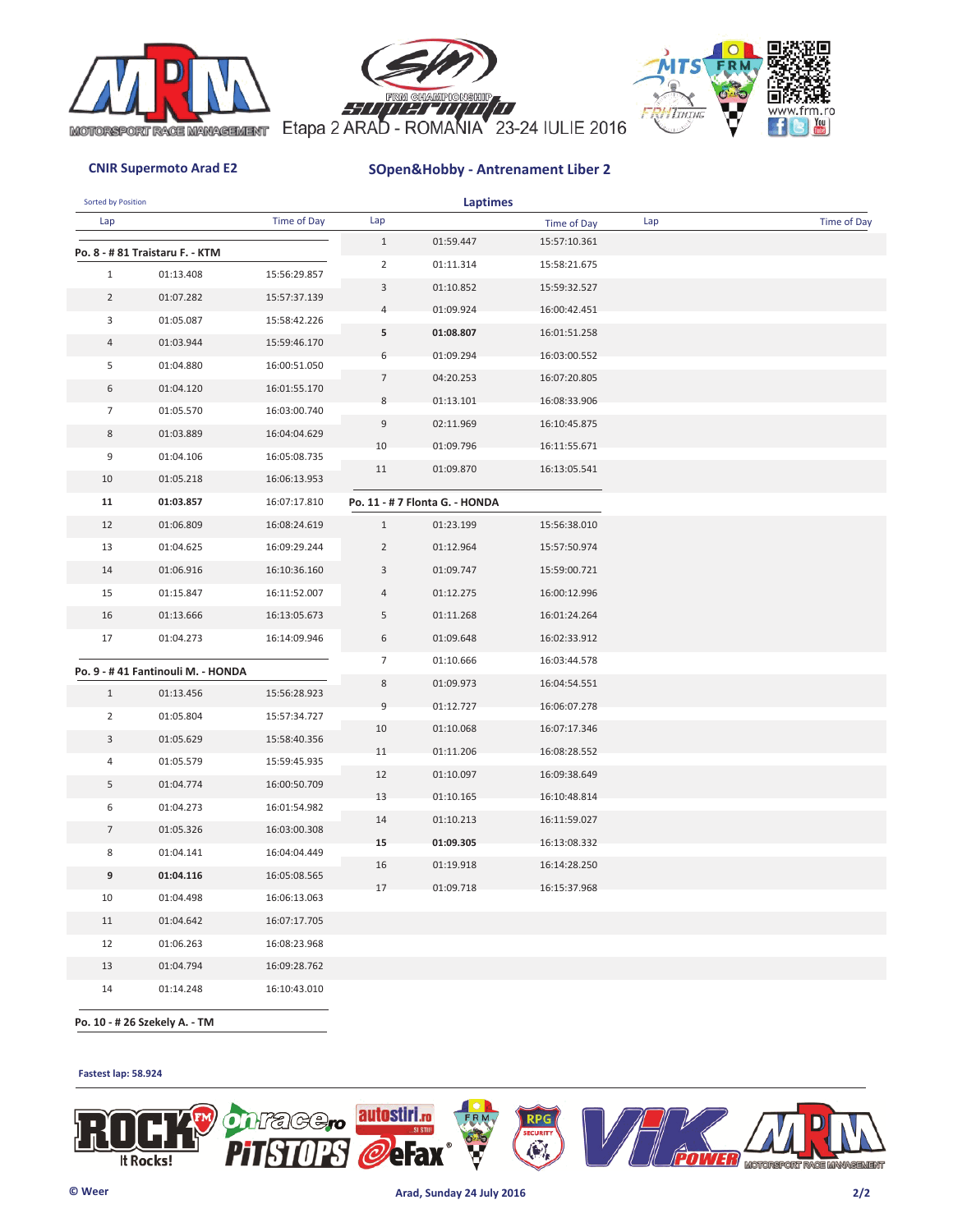Etapa 2 ARAD - ROMANIA 23-24 IULIE 2016

**CNIR Supermoto Arad E2**

**SOpen&Hobby - Antrenament Liber 2**

Sorted by Position

**Laptimes**

**Po. 8 - # 81 Traistaru F. - KTM**

| Lap | | Time of Day |
|---|---|---|
| 1 | 01:13.408 | 15:56:29.857 |
| 2 | 01:07.282 | 15:57:37.139 |
| 3 | 01:05.087 | 15:58:42.226 |
| 4 | 01:03.944 | 15:59:46.170 |
| 5 | 01:04.880 | 16:00:51.050 |
| 6 | 01:04.120 | 16:01:55.170 |
| 7 | 01:05.570 | 16:03:00.740 |
| 8 | 01:03.889 | 16:04:04.629 |
| 9 | 01:04.106 | 16:05:08.735 |
| 10 | 01:05.218 | 16:06:13.953 |
| **11** | **01:03.857** | 16:07:17.810 |
| 12 | 01:06.809 | 16:08:24.619 |
| 13 | 01:04.625 | 16:09:29.244 |
| 14 | 01:06.916 | 16:10:36.160 |
| 15 | 01:15.847 | 16:11:52.007 |
| 16 | 01:13.666 | 16:13:05.673 |
| 17 | 01:04.273 | 16:14:09.946 |

**Po. 9 - # 41 Fantinouli M. - HONDA**

| Lap | | Time of Day |
|---|---|---|
| 1 | 01:13.456 | 15:56:28.923 |
| 2 | 01:05.804 | 15:57:34.727 |
| 3 | 01:05.629 | 15:58:40.356 |
| 4 | 01:05.579 | 15:59:45.935 |
| 5 | 01:04.774 | 16:00:50.709 |
| 6 | 01:04.273 | 16:01:54.982 |
| 7 | 01:05.326 | 16:03:00.308 |
| 8 | 01:04.141 | 16:04:04.449 |
| **9** | **01:04.116** | 16:05:08.565 |
| 10 | 01:04.498 | 16:06:13.063 |
| 11 | 01:04.642 | 16:07:17.705 |
| 12 | 01:06.263 | 16:08:23.968 |
| 13 | 01:04.794 | 16:09:28.762 |
| 14 | 01:14.248 | 16:10:43.010 |

**Po. 10 - # 26 Szekely A. - TM**

| Lap | | Time of Day |
|---|---|---|
| 1 | 01:59.447 | 15:57:10.361 |
| 2 | 01:11.314 | 15:58:21.675 |
| 3 | 01:10.852 | 15:59:32.527 |
| 4 | 01:09.924 | 16:00:42.451 |
| **5** | **01:08.807** | 16:01:51.258 |
| 6 | 01:09.294 | 16:03:00.552 |
| 7 | 04:20.253 | 16:07:20.805 |
| 8 | 01:13.101 | 16:08:33.906 |
| 9 | 02:11.969 | 16:10:45.875 |
| 10 | 01:09.796 | 16:11:55.671 |
| 11 | 01:09.870 | 16:13:05.541 |

**Po. 11 - # 7 Flonta G. - HONDA**

| Lap | | Time of Day |
|---|---|---|
| 1 | 01:23.199 | 15:56:38.010 |
| 2 | 01:12.964 | 15:57:50.974 |
| 3 | 01:09.747 | 15:59:00.721 |
| 4 | 01:12.275 | 16:00:12.996 |
| 5 | 01:11.268 | 16:01:24.264 |
| 6 | 01:09.648 | 16:02:33.912 |
| 7 | 01:10.666 | 16:03:44.578 |
| 8 | 01:09.973 | 16:04:54.551 |
| 9 | 01:12.727 | 16:06:07.278 |
| 10 | 01:10.068 | 16:07:17.346 |
| 11 | 01:11.206 | 16:08:28.552 |
| 12 | 01:10.097 | 16:09:38.649 |
| 13 | 01:10.165 | 16:10:48.814 |
| 14 | 01:10.213 | 16:11:59.027 |
| **15** | **01:09.305** | 16:13:08.332 |
| 16 | 01:19.918 | 16:14:28.250 |
| 17 | 01:09.718 | 16:15:37.968 |

**Fastest lap: 58.924**

© Weer

**Arad, Sunday 24 July 2016**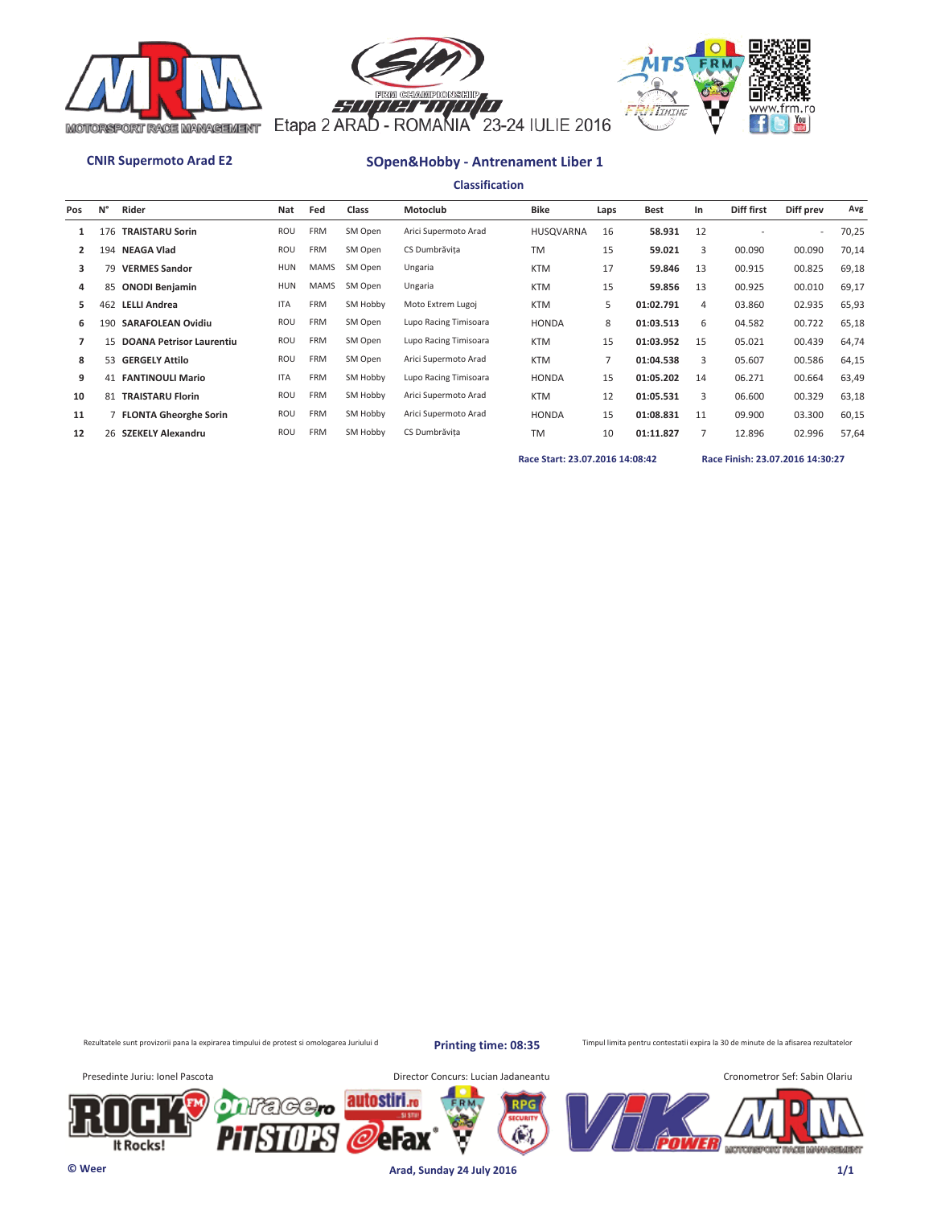Etapa 2 ARAD - ROMANIA 23-24 IULIE 2016

**CNIR Supermoto Arad E2**

## SOpen&Hobby - Antrenament Liber 1

### Classification

| Pos | N° | Rider | Nat | Fed | Class | Motoclub | Bike | Laps | Best | In | Diff first | Diff prev | Avg |
|---|---|---|---|---|---|---|---|---|---|---|---|---|---|
| 1 | 176 | **TRAISTARU Sorin** | ROU | FRM | SM Open | Arici Supermoto Arad | HUSQVARNA | 16 | **58.931** | 12 | - | - | 70,25 |
| 2 | 194 | **NEAGA Vlad** | ROU | FRM | SM Open | CS Dumbrăvița | TM | 15 | **59.021** | 3 | 00.090 | 00.090 | 70,14 |
| 3 | 79 | **VERMES Sandor** | HUN | MAMS | SM Open | Ungaria | KTM | 17 | **59.846** | 13 | 00.915 | 00.825 | 69,18 |
| 4 | 85 | **ONODI Benjamin** | HUN | MAMS | SM Open | Ungaria | KTM | 15 | **59.856** | 13 | 00.925 | 00.010 | 69,17 |
| 5 | 462 | **LELLI Andrea** | ITA | FRM | SM Hobby | Moto Extrem Lugoj | KTM | 5 | **01:02.791** | 4 | 03.860 | 02.935 | 65,93 |
| 6 | 190 | **SARAFOLEAN Ovidiu** | ROU | FRM | SM Open | Lupo Racing Timisoara | HONDA | 8 | **01:03.513** | 6 | 04.582 | 00.722 | 65,18 |
| 7 | 15 | **DOANA Petrisor Laurentiu** | ROU | FRM | SM Open | Lupo Racing Timisoara | KTM | 15 | **01:03.952** | 15 | 05.021 | 00.439 | 64,74 |
| 8 | 53 | **GERGELY Attilo** | ROU | FRM | SM Open | Arici Supermoto Arad | KTM | 7 | **01:04.538** | 3 | 05.607 | 00.586 | 64,15 |
| 9 | 41 | **FANTINOULI Mario** | ITA | FRM | SM Hobby | Lupo Racing Timisoara | HONDA | 15 | **01:05.202** | 14 | 06.271 | 00.664 | 63,49 |
| 10 | 81 | **TRAISTARU Florin** | ROU | FRM | SM Hobby | Arici Supermoto Arad | KTM | 12 | **01:05.531** | 3 | 06.600 | 00.329 | 63,18 |
| 11 | 7 | **FLONTA Gheorghe Sorin** | ROU | FRM | SM Hobby | Arici Supermoto Arad | HONDA | 15 | **01:08.831** | 11 | 09.900 | 03.300 | 60,15 |
| 12 | 26 | **SZEKELY Alexandru** | ROU | FRM | SM Hobby | CS Dumbrăvița | TM | 10 | **01:11.827** | 7 | 12.896 | 02.996 | 57,64 |

**Race Start: 23.07.2016 14:08:42** **Race Finish: 23.07.2016 14:30:27**

Rezultatele sunt provizorii pana la expirarea timpului de protest si omologarea Juriului d

**Printing time: 08:35**

Timpul limita pentru contestatii expira la 30 de minute de la afisarea rezultatelor

Presedinte Juriu: Ionel Pascota

Director Concurs: Lucian Jadaneantu

Cronometror Sef: Sabin Olariu

**© Weer**

**Arad, Sunday 24 July 2016**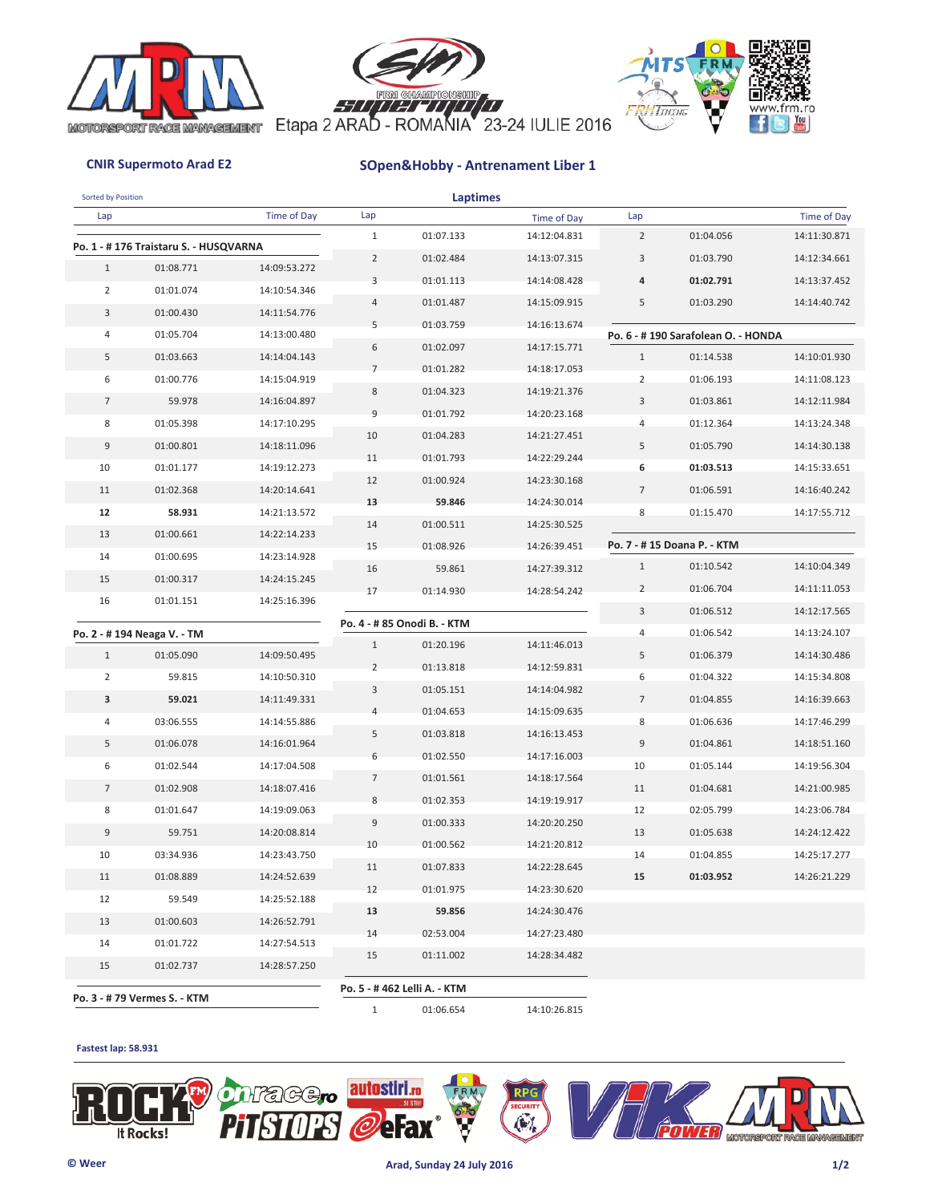Etapa 2 ARAD - ROMANIA 23-24 IULIE 2016

**CNIR Supermoto Arad E2**

**SOpen&Hobby - Antrenament Liber 1**

Sorted by Position

## Laptimes

### Po. 1 - # 176 Traistaru S. - HUSQVARNA

| Lap | | Time of Day |
|---|---|---|
| 1 | 01:08.771 | 14:09:53.272 |
| 2 | 01:01.074 | 14:10:54.346 |
| 3 | 01:00.430 | 14:11:54.776 |
| 4 | 01:05.704 | 14:13:00.480 |
| 5 | 01:03.663 | 14:14:04.143 |
| 6 | 01:00.776 | 14:15:04.919 |
| 7 | 59.978 | 14:16:04.897 |
| 8 | 01:05.398 | 14:17:10.295 |
| 9 | 01:00.801 | 14:18:11.096 |
| 10 | 01:01.177 | 14:19:12.273 |
| 11 | 01:02.368 | 14:20:14.641 |
| **12** | **58.931** | 14:21:13.572 |
| 13 | 01:00.661 | 14:22:14.233 |
| 14 | 01:00.695 | 14:23:14.928 |
| 15 | 01:00.317 | 14:24:15.245 |
| 16 | 01:01.151 | 14:25:16.396 |

### Po. 2 - # 194 Neaga V. - TM

| Lap | | Time of Day |
|---|---|---|
| 1 | 01:05.090 | 14:09:50.495 |
| 2 | 59.815 | 14:10:50.310 |
| **3** | **59.021** | 14:11:49.331 |
| 4 | 03:06.555 | 14:14:55.886 |
| 5 | 01:06.078 | 14:16:01.964 |
| 6 | 01:02.544 | 14:17:04.508 |
| 7 | 01:02.908 | 14:18:07.416 |
| 8 | 01:01.647 | 14:19:09.063 |
| 9 | 59.751 | 14:20:08.814 |
| 10 | 03:34.936 | 14:23:43.750 |
| 11 | 01:08.889 | 14:24:52.639 |
| 12 | 59.549 | 14:25:52.188 |
| 13 | 01:00.603 | 14:26:52.791 |
| 14 | 01:01.722 | 14:27:54.513 |
| 15 | 01:02.737 | 14:28:57.250 |

### Po. 3 - # 79 Vermes S. - KTM

| Lap | | Time of Day |
|---|---|---|
| 1 | 01:07.133 | 14:12:04.831 |
| 2 | 01:02.484 | 14:13:07.315 |
| 3 | 01:01.113 | 14:14:08.428 |
| 4 | 01:01.487 | 14:15:09.915 |
| 5 | 01:03.759 | 14:16:13.674 |
| 6 | 01:02.097 | 14:17:15.771 |
| 7 | 01:01.282 | 14:18:17.053 |
| 8 | 01:04.323 | 14:19:21.376 |
| 9 | 01:01.792 | 14:20:23.168 |
| 10 | 01:04.283 | 14:21:27.451 |
| 11 | 01:01.793 | 14:22:29.244 |
| 12 | 01:00.924 | 14:23:30.168 |
| **13** | **59.846** | 14:24:30.014 |
| 14 | 01:00.511 | 14:25:30.525 |
| 15 | 01:08.926 | 14:26:39.451 |
| 16 | 59.861 | 14:27:39.312 |
| 17 | 01:14.930 | 14:28:54.242 |

### Po. 4 - # 85 Onodi B. - KTM

| Lap | | Time of Day |
|---|---|---|
| 1 | 01:20.196 | 14:11:46.013 |
| 2 | 01:13.818 | 14:12:59.831 |
| 3 | 01:05.151 | 14:14:04.982 |
| 4 | 01:04.653 | 14:15:09.635 |
| 5 | 01:03.818 | 14:16:13.453 |
| 6 | 01:02.550 | 14:17:16.003 |
| 7 | 01:01.561 | 14:18:17.564 |
| 8 | 01:02.353 | 14:19:19.917 |
| 9 | 01:00.333 | 14:20:20.250 |
| 10 | 01:00.562 | 14:21:20.812 |
| 11 | 01:07.833 | 14:22:28.645 |
| 12 | 01:01.975 | 14:23:30.620 |
| **13** | **59.856** | 14:24:30.476 |
| 14 | 02:53.004 | 14:27:23.480 |
| 15 | 01:11.002 | 14:28:34.482 |

### Po. 5 - # 462 Lelli A. - KTM

| Lap | | Time of Day |
|---|---|---|
| 1 | 01:06.654 | 14:10:26.815 |
| 2 | 01:04.056 | 14:11:30.871 |
| 3 | 01:03.790 | 14:12:34.661 |
| **4** | **01:02.791** | 14:13:37.452 |
| 5 | 01:03.290 | 14:14:40.742 |

### Po. 6 - # 190 Sarafolean O. - HONDA

| Lap | | Time of Day |
|---|---|---|
| 1 | 01:14.538 | 14:10:01.930 |
| 2 | 01:06.193 | 14:11:08.123 |
| 3 | 01:03.861 | 14:12:11.984 |
| 4 | 01:12.364 | 14:13:24.348 |
| 5 | 01:05.790 | 14:14:30.138 |
| **6** | **01:03.513** | 14:15:33.651 |
| 7 | 01:06.591 | 14:16:40.242 |
| 8 | 01:15.470 | 14:17:55.712 |

### Po. 7 - # 15 Doana P. - KTM

| Lap | | Time of Day |
|---|---|---|
| 1 | 01:10.542 | 14:10:04.349 |
| 2 | 01:06.704 | 14:11:11.053 |
| 3 | 01:06.512 | 14:12:17.565 |
| 4 | 01:06.542 | 14:13:24.107 |
| 5 | 01:06.379 | 14:14:30.486 |
| 6 | 01:04.322 | 14:15:34.808 |
| 7 | 01:04.855 | 14:16:39.663 |
| 8 | 01:06.636 | 14:17:46.299 |
| 9 | 01:04.861 | 14:18:51.160 |
| 10 | 01:05.144 | 14:19:56.304 |
| 11 | 01:04.681 | 14:21:00.985 |
| 12 | 02:05.799 | 14:23:06.784 |
| 13 | 01:05.638 | 14:24:12.422 |
| 14 | 01:04.855 | 14:25:17.277 |
| **15** | **01:03.952** | 14:26:21.229 |

**Fastest lap: 58.931**

© Weer — Arad, Sunday 24 July 2016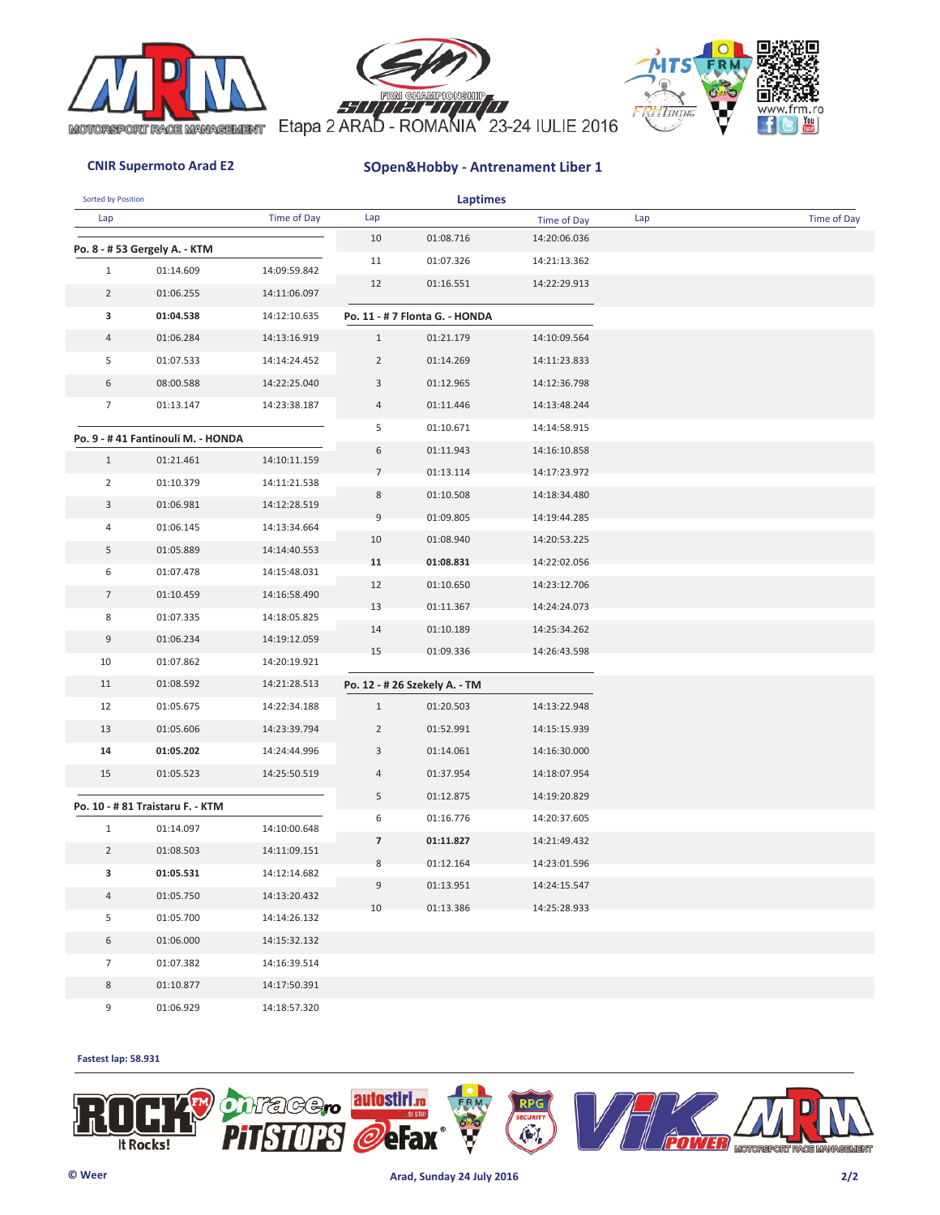Etapa 2 ARAD - ROMANIA 23-24 IULIE 2016

**CNIR Supermoto Arad E2**

**SOpen&Hobby - Antrenament Liber 1**

Sorted by Position

## Laptimes

**Po. 8 - # 53 Gergely A. - KTM**

| Lap | Time | Time of Day |
|---|---|---|
| 1 | 01:14.609 | 14:09:59.842 |
| 2 | 01:06.255 | 14:11:06.097 |
| **3** | **01:04.538** | 14:12:10.635 |
| 4 | 01:06.284 | 14:13:16.919 |
| 5 | 01:07.533 | 14:14:24.452 |
| 6 | 08:00.588 | 14:22:25.040 |
| 7 | 01:13.147 | 14:23:38.187 |

**Po. 9 - # 41 Fantinouli M. - HONDA**

| Lap | Time | Time of Day |
|---|---|---|
| 1 | 01:21.461 | 14:10:11.159 |
| 2 | 01:10.379 | 14:11:21.538 |
| 3 | 01:06.981 | 14:12:28.519 |
| 4 | 01:06.145 | 14:13:34.664 |
| 5 | 01:05.889 | 14:14:40.553 |
| 6 | 01:07.478 | 14:15:48.031 |
| 7 | 01:10.459 | 14:16:58.490 |
| 8 | 01:07.335 | 14:18:05.825 |
| 9 | 01:06.234 | 14:19:12.059 |
| 10 | 01:07.862 | 14:20:19.921 |
| 11 | 01:08.592 | 14:21:28.513 |
| 12 | 01:05.675 | 14:22:34.188 |
| 13 | 01:05.606 | 14:23:39.794 |
| **14** | **01:05.202** | 14:24:44.996 |
| 15 | 01:05.523 | 14:25:50.519 |

**Po. 10 - # 81 Traistaru F. - KTM**

| Lap | Time | Time of Day |
|---|---|---|
| 1 | 01:14.097 | 14:10:00.648 |
| 2 | 01:08.503 | 14:11:09.151 |
| **3** | **01:05.531** | 14:12:14.682 |
| 4 | 01:05.750 | 14:13:20.432 |
| 5 | 01:05.700 | 14:14:26.132 |
| 6 | 01:06.000 | 14:15:32.132 |
| 7 | 01:07.382 | 14:16:39.514 |
| 8 | 01:10.877 | 14:17:50.391 |
| 9 | 01:06.929 | 14:18:57.320 |
| 10 | 01:08.716 | 14:20:06.036 |
| 11 | 01:07.326 | 14:21:13.362 |
| 12 | 01:16.551 | 14:22:29.913 |

**Po. 11 - # 7 Flonta G. - HONDA**

| Lap | Time | Time of Day |
|---|---|---|
| 1 | 01:21.179 | 14:10:09.564 |
| 2 | 01:14.269 | 14:11:23.833 |
| 3 | 01:12.965 | 14:12:36.798 |
| 4 | 01:11.446 | 14:13:48.244 |
| 5 | 01:10.671 | 14:14:58.915 |
| 6 | 01:11.943 | 14:16:10.858 |
| 7 | 01:13.114 | 14:17:23.972 |
| 8 | 01:10.508 | 14:18:34.480 |
| 9 | 01:09.805 | 14:19:44.285 |
| 10 | 01:08.940 | 14:20:53.225 |
| **11** | **01:08.831** | 14:22:02.056 |
| 12 | 01:10.650 | 14:23:12.706 |
| 13 | 01:11.367 | 14:24:24.073 |
| 14 | 01:10.189 | 14:25:34.262 |
| 15 | 01:09.336 | 14:26:43.598 |

**Po. 12 - # 26 Szekely A. - TM**

| Lap | Time | Time of Day |
|---|---|---|
| 1 | 01:20.503 | 14:13:22.948 |
| 2 | 01:52.991 | 14:15:15.939 |
| 3 | 01:14.061 | 14:16:30.000 |
| 4 | 01:37.954 | 14:18:07.954 |
| 5 | 01:12.875 | 14:19:20.829 |
| 6 | 01:16.776 | 14:20:37.605 |
| **7** | **01:11.827** | 14:21:49.432 |
| 8 | 01:12.164 | 14:23:01.596 |
| 9 | 01:13.951 | 14:24:15.547 |
| 10 | 01:13.386 | 14:25:28.933 |

**Fastest lap: 58.931**

© Weer

Arad, Sunday 24 July 2016